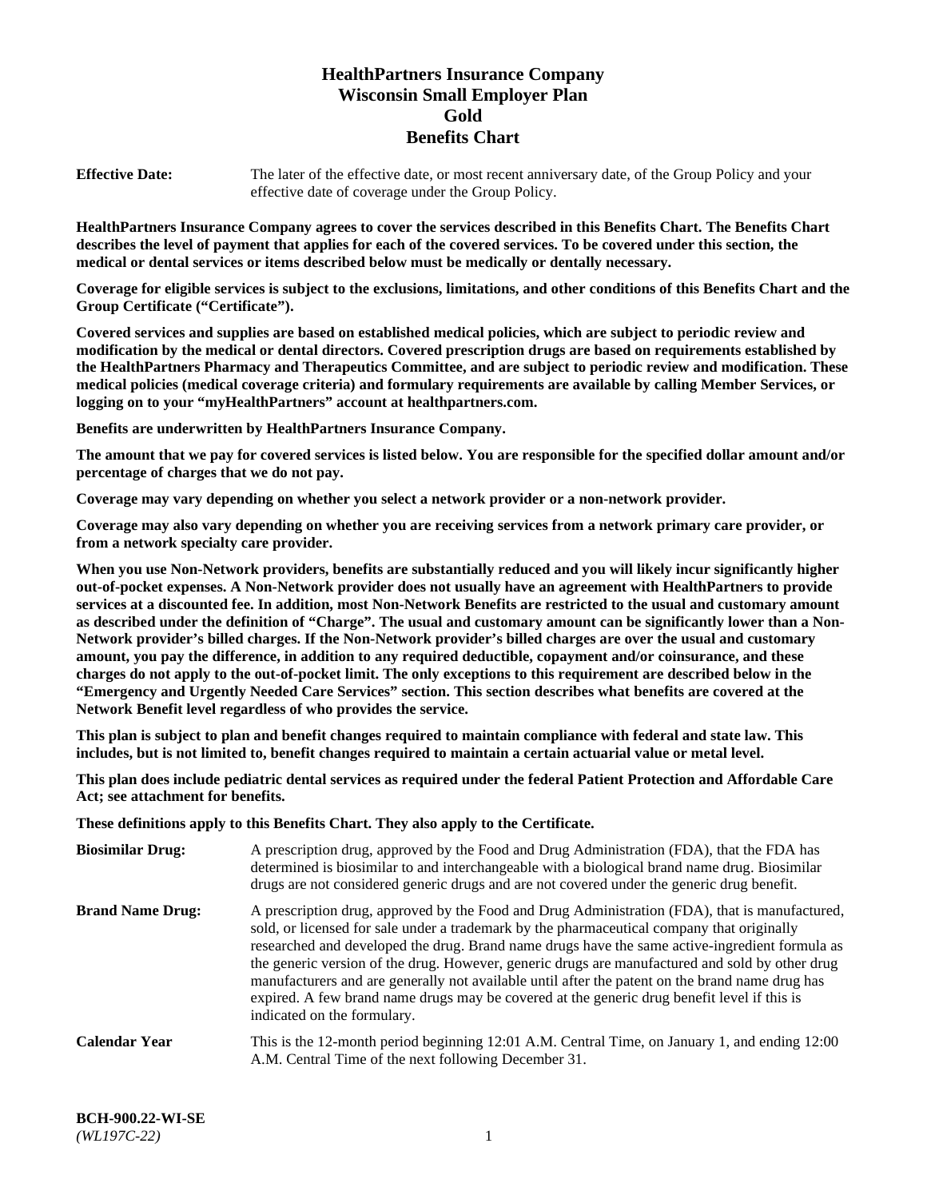# HealthPartners Insurance Company
# Wisconsin Small Employer Plan
# Gold
# Benefits Chart

**Effective Date:** The later of the effective date, or most recent anniversary date, of the Group Policy and your effective date of coverage under the Group Policy.

**HealthPartners Insurance Company agrees to cover the services described in this Benefits Chart. The Benefits Chart describes the level of payment that applies for each of the covered services. To be covered under this section, the medical or dental services or items described below must be medically or dentally necessary.**

**Coverage for eligible services is subject to the exclusions, limitations, and other conditions of this Benefits Chart and the Group Certificate ("Certificate").**

**Covered services and supplies are based on established medical policies, which are subject to periodic review and modification by the medical or dental directors. Covered prescription drugs are based on requirements established by the HealthPartners Pharmacy and Therapeutics Committee, and are subject to periodic review and modification. These medical policies (medical coverage criteria) and formulary requirements are available by calling Member Services, or logging on to your "myHealthPartners" account at healthpartners.com.**

**Benefits are underwritten by HealthPartners Insurance Company.**

**The amount that we pay for covered services is listed below. You are responsible for the specified dollar amount and/or percentage of charges that we do not pay.**

**Coverage may vary depending on whether you select a network provider or a non-network provider.**

**Coverage may also vary depending on whether you are receiving services from a network primary care provider, or from a network specialty care provider.**

**When you use Non-Network providers, benefits are substantially reduced and you will likely incur significantly higher out-of-pocket expenses. A Non-Network provider does not usually have an agreement with HealthPartners to provide services at a discounted fee. In addition, most Non-Network Benefits are restricted to the usual and customary amount as described under the definition of "Charge". The usual and customary amount can be significantly lower than a Non-Network provider's billed charges. If the Non-Network provider's billed charges are over the usual and customary amount, you pay the difference, in addition to any required deductible, copayment and/or coinsurance, and these charges do not apply to the out-of-pocket limit. The only exceptions to this requirement are described below in the "Emergency and Urgently Needed Care Services" section. This section describes what benefits are covered at the Network Benefit level regardless of who provides the service.**

**This plan is subject to plan and benefit changes required to maintain compliance with federal and state law. This includes, but is not limited to, benefit changes required to maintain a certain actuarial value or metal level.**

**This plan does include pediatric dental services as required under the federal Patient Protection and Affordable Care Act; see attachment for benefits.**

**These definitions apply to this Benefits Chart. They also apply to the Certificate.**

**Biosimilar Drug:** A prescription drug, approved by the Food and Drug Administration (FDA), that the FDA has determined is biosimilar to and interchangeable with a biological brand name drug. Biosimilar drugs are not considered generic drugs and are not covered under the generic drug benefit.

**Brand Name Drug:** A prescription drug, approved by the Food and Drug Administration (FDA), that is manufactured, sold, or licensed for sale under a trademark by the pharmaceutical company that originally researched and developed the drug. Brand name drugs have the same active-ingredient formula as the generic version of the drug. However, generic drugs are manufactured and sold by other drug manufacturers and are generally not available until after the patent on the brand name drug has expired. A few brand name drugs may be covered at the generic drug benefit level if this is indicated on the formulary.

**Calendar Year** This is the 12-month period beginning 12:01 A.M. Central Time, on January 1, and ending 12:00 A.M. Central Time of the next following December 31.

**BCH-900.22-WI-SE**
*(WL197C-22)*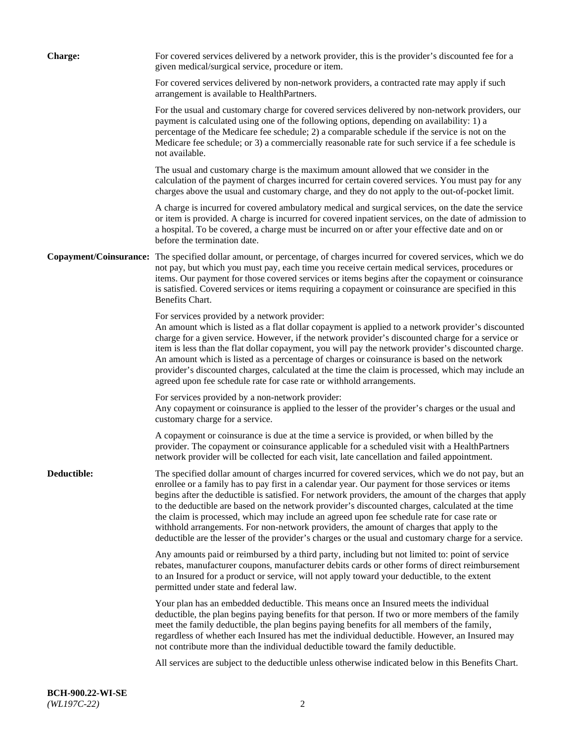**Charge:** For covered services delivered by a network provider, this is the provider's discounted fee for a given medical/surgical service, procedure or item.

For covered services delivered by non-network providers, a contracted rate may apply if such arrangement is available to HealthPartners.

For the usual and customary charge for covered services delivered by non-network providers, our payment is calculated using one of the following options, depending on availability: 1) a percentage of the Medicare fee schedule; 2) a comparable schedule if the service is not on the Medicare fee schedule; or 3) a commercially reasonable rate for such service if a fee schedule is not available.

The usual and customary charge is the maximum amount allowed that we consider in the calculation of the payment of charges incurred for certain covered services. You must pay for any charges above the usual and customary charge, and they do not apply to the out-of-pocket limit.

A charge is incurred for covered ambulatory medical and surgical services, on the date the service or item is provided. A charge is incurred for covered inpatient services, on the date of admission to a hospital. To be covered, a charge must be incurred on or after your effective date and on or before the termination date.

**Copayment/Coinsurance:** The specified dollar amount, or percentage, of charges incurred for covered services, which we do not pay, but which you must pay, each time you receive certain medical services, procedures or items. Our payment for those covered services or items begins after the copayment or coinsurance is satisfied. Covered services or items requiring a copayment or coinsurance are specified in this Benefits Chart.

For services provided by a network provider:
An amount which is listed as a flat dollar copayment is applied to a network provider's discounted charge for a given service. However, if the network provider's discounted charge for a service or item is less than the flat dollar copayment, you will pay the network provider's discounted charge. An amount which is listed as a percentage of charges or coinsurance is based on the network provider's discounted charges, calculated at the time the claim is processed, which may include an agreed upon fee schedule rate for case rate or withhold arrangements.

For services provided by a non-network provider:
Any copayment or coinsurance is applied to the lesser of the provider's charges or the usual and customary charge for a service.

A copayment or coinsurance is due at the time a service is provided, or when billed by the provider. The copayment or coinsurance applicable for a scheduled visit with a HealthPartners network provider will be collected for each visit, late cancellation and failed appointment.

**Deductible:** The specified dollar amount of charges incurred for covered services, which we do not pay, but an enrollee or a family has to pay first in a calendar year. Our payment for those services or items begins after the deductible is satisfied. For network providers, the amount of the charges that apply to the deductible are based on the network provider's discounted charges, calculated at the time the claim is processed, which may include an agreed upon fee schedule rate for case rate or withhold arrangements. For non-network providers, the amount of charges that apply to the deductible are the lesser of the provider's charges or the usual and customary charge for a service.

Any amounts paid or reimbursed by a third party, including but not limited to: point of service rebates, manufacturer coupons, manufacturer debits cards or other forms of direct reimbursement to an Insured for a product or service, will not apply toward your deductible, to the extent permitted under state and federal law.

Your plan has an embedded deductible. This means once an Insured meets the individual deductible, the plan begins paying benefits for that person. If two or more members of the family meet the family deductible, the plan begins paying benefits for all members of the family, regardless of whether each Insured has met the individual deductible. However, an Insured may not contribute more than the individual deductible toward the family deductible.

All services are subject to the deductible unless otherwise indicated below in this Benefits Chart.

**BCH-900.22-WI-SE**
*(WL197C-22)*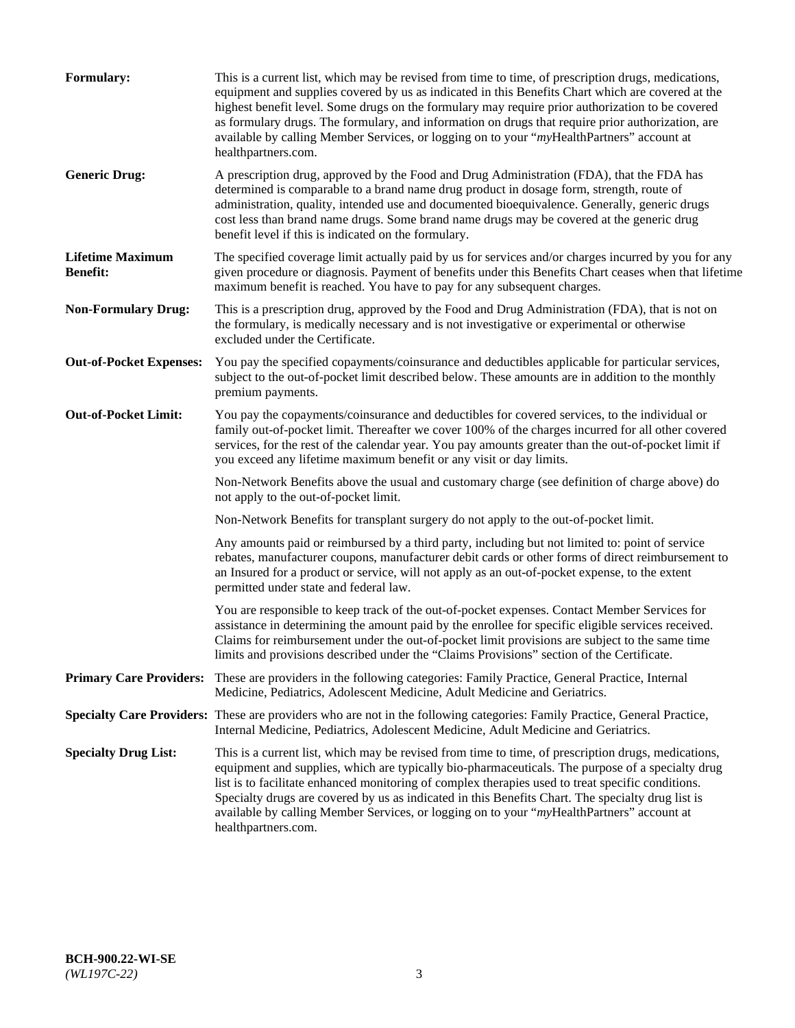**Formulary:** This is a current list, which may be revised from time to time, of prescription drugs, medications, equipment and supplies covered by us as indicated in this Benefits Chart which are covered at the highest benefit level. Some drugs on the formulary may require prior authorization to be covered as formulary drugs. The formulary, and information on drugs that require prior authorization, are available by calling Member Services, or logging on to your "*my*HealthPartners" account at healthpartners.com.

**Generic Drug:** A prescription drug, approved by the Food and Drug Administration (FDA), that the FDA has determined is comparable to a brand name drug product in dosage form, strength, route of administration, quality, intended use and documented bioequivalence. Generally, generic drugs cost less than brand name drugs. Some brand name drugs may be covered at the generic drug benefit level if this is indicated on the formulary.

**Lifetime Maximum Benefit:** The specified coverage limit actually paid by us for services and/or charges incurred by you for any given procedure or diagnosis. Payment of benefits under this Benefits Chart ceases when that lifetime maximum benefit is reached. You have to pay for any subsequent charges.

**Non-Formulary Drug:** This is a prescription drug, approved by the Food and Drug Administration (FDA), that is not on the formulary, is medically necessary and is not investigative or experimental or otherwise excluded under the Certificate.

**Out-of-Pocket Expenses:** You pay the specified copayments/coinsurance and deductibles applicable for particular services, subject to the out-of-pocket limit described below. These amounts are in addition to the monthly premium payments.

**Out-of-Pocket Limit:** You pay the copayments/coinsurance and deductibles for covered services, to the individual or family out-of-pocket limit. Thereafter we cover 100% of the charges incurred for all other covered services, for the rest of the calendar year. You pay amounts greater than the out-of-pocket limit if you exceed any lifetime maximum benefit or any visit or day limits.

Non-Network Benefits above the usual and customary charge (see definition of charge above) do not apply to the out-of-pocket limit.

Non-Network Benefits for transplant surgery do not apply to the out-of-pocket limit.

Any amounts paid or reimbursed by a third party, including but not limited to: point of service rebates, manufacturer coupons, manufacturer debit cards or other forms of direct reimbursement to an Insured for a product or service, will not apply as an out-of-pocket expense, to the extent permitted under state and federal law.

You are responsible to keep track of the out-of-pocket expenses. Contact Member Services for assistance in determining the amount paid by the enrollee for specific eligible services received. Claims for reimbursement under the out-of-pocket limit provisions are subject to the same time limits and provisions described under the "Claims Provisions" section of the Certificate.

**Primary Care Providers:** These are providers in the following categories: Family Practice, General Practice, Internal Medicine, Pediatrics, Adolescent Medicine, Adult Medicine and Geriatrics.

**Specialty Care Providers:** These are providers who are not in the following categories: Family Practice, General Practice, Internal Medicine, Pediatrics, Adolescent Medicine, Adult Medicine and Geriatrics.

**Specialty Drug List:** This is a current list, which may be revised from time to time, of prescription drugs, medications, equipment and supplies, which are typically bio-pharmaceuticals. The purpose of a specialty drug list is to facilitate enhanced monitoring of complex therapies used to treat specific conditions. Specialty drugs are covered by us as indicated in this Benefits Chart. The specialty drug list is available by calling Member Services, or logging on to your "*my*HealthPartners" account at healthpartners.com.

**BCH-900.22-WI-SE**
*(WL197C-22)*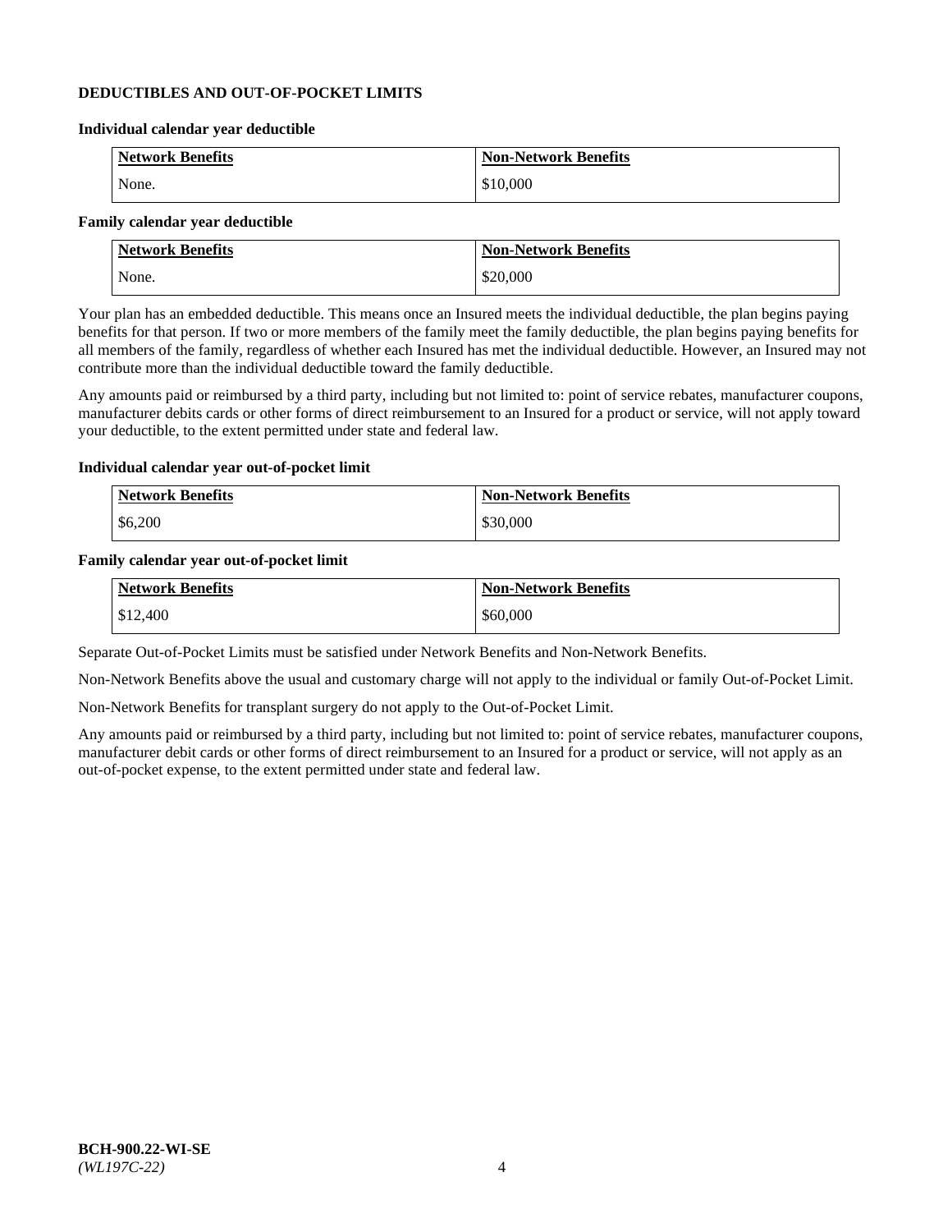## DEDUCTIBLES AND OUT-OF-POCKET LIMITS

**Individual calendar year deductible**

| Network Benefits | Non-Network Benefits |
|---|---|
| None. | $10,000 |

**Family calendar year deductible**

| Network Benefits | Non-Network Benefits |
|---|---|
| None. | $20,000 |

Your plan has an embedded deductible. This means once an Insured meets the individual deductible, the plan begins paying benefits for that person. If two or more members of the family meet the family deductible, the plan begins paying benefits for all members of the family, regardless of whether each Insured has met the individual deductible. However, an Insured may not contribute more than the individual deductible toward the family deductible.

Any amounts paid or reimbursed by a third party, including but not limited to: point of service rebates, manufacturer coupons, manufacturer debits cards or other forms of direct reimbursement to an Insured for a product or service, will not apply toward your deductible, to the extent permitted under state and federal law.

**Individual calendar year out-of-pocket limit**

| Network Benefits | Non-Network Benefits |
|---|---|
| $6,200 | $30,000 |

**Family calendar year out-of-pocket limit**

| Network Benefits | Non-Network Benefits |
|---|---|
| $12,400 | $60,000 |

Separate Out-of-Pocket Limits must be satisfied under Network Benefits and Non-Network Benefits.

Non-Network Benefits above the usual and customary charge will not apply to the individual or family Out-of-Pocket Limit.

Non-Network Benefits for transplant surgery do not apply to the Out-of-Pocket Limit.

Any amounts paid or reimbursed by a third party, including but not limited to: point of service rebates, manufacturer coupons, manufacturer debit cards or other forms of direct reimbursement to an Insured for a product or service, will not apply as an out-of-pocket expense, to the extent permitted under state and federal law.

**BCH-900.22-WI-SE**
*(WL197C-22)*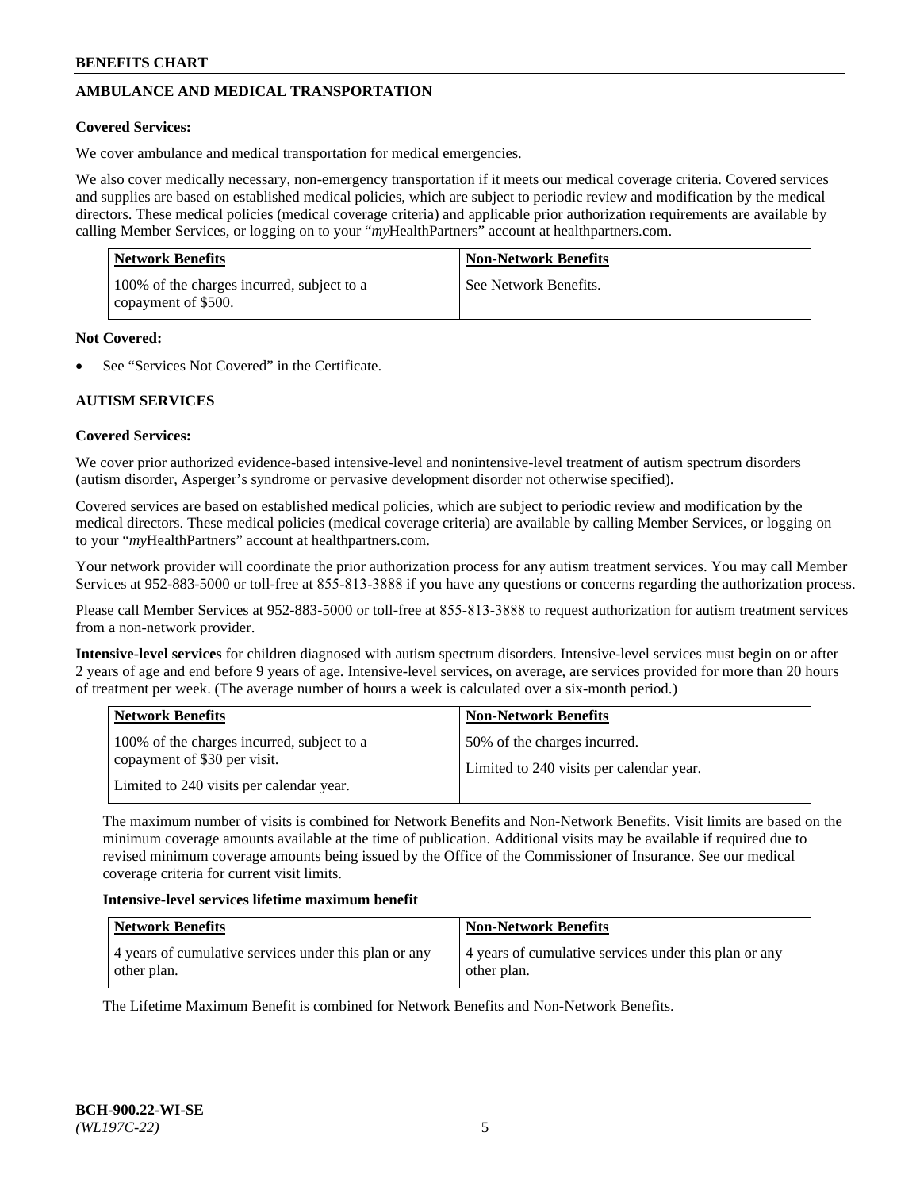## AMBULANCE AND MEDICAL TRANSPORTATION

**Covered Services:**

We cover ambulance and medical transportation for medical emergencies.

We also cover medically necessary, non-emergency transportation if it meets our medical coverage criteria. Covered services and supplies are based on established medical policies, which are subject to periodic review and modification by the medical directors. These medical policies (medical coverage criteria) and applicable prior authorization requirements are available by calling Member Services, or logging on to your "*my*HealthPartners" account at healthpartners.com.

| Network Benefits | Non-Network Benefits |
|---|---|
| 100% of the charges incurred, subject to a copayment of $500. | See Network Benefits. |

**Not Covered:**

- See "Services Not Covered" in the Certificate.

## AUTISM SERVICES

**Covered Services:**

We cover prior authorized evidence-based intensive-level and nonintensive-level treatment of autism spectrum disorders (autism disorder, Asperger's syndrome or pervasive development disorder not otherwise specified).

Covered services are based on established medical policies, which are subject to periodic review and modification by the medical directors. These medical policies (medical coverage criteria) are available by calling Member Services, or logging on to your "*my*HealthPartners" account at healthpartners.com.

Your network provider will coordinate the prior authorization process for any autism treatment services. You may call Member Services at 952-883-5000 or toll-free at 855-813-3888 if you have any questions or concerns regarding the authorization process.

Please call Member Services at 952-883-5000 or toll-free at 855-813-3888 to request authorization for autism treatment services from a non-network provider.

**Intensive-level services** for children diagnosed with autism spectrum disorders. Intensive-level services must begin on or after 2 years of age and end before 9 years of age. Intensive-level services, on average, are services provided for more than 20 hours of treatment per week. (The average number of hours a week is calculated over a six-month period.)

| Network Benefits | Non-Network Benefits |
|---|---|
| 100% of the charges incurred, subject to a copayment of $30 per visit.<br><br>Limited to 240 visits per calendar year. | 50% of the charges incurred.<br><br>Limited to 240 visits per calendar year. |

The maximum number of visits is combined for Network Benefits and Non-Network Benefits. Visit limits are based on the minimum coverage amounts available at the time of publication. Additional visits may be available if required due to revised minimum coverage amounts being issued by the Office of the Commissioner of Insurance. See our medical coverage criteria for current visit limits.

**Intensive-level services lifetime maximum benefit**

| Network Benefits | Non-Network Benefits |
|---|---|
| 4 years of cumulative services under this plan or any other plan. | 4 years of cumulative services under this plan or any other plan. |

The Lifetime Maximum Benefit is combined for Network Benefits and Non-Network Benefits.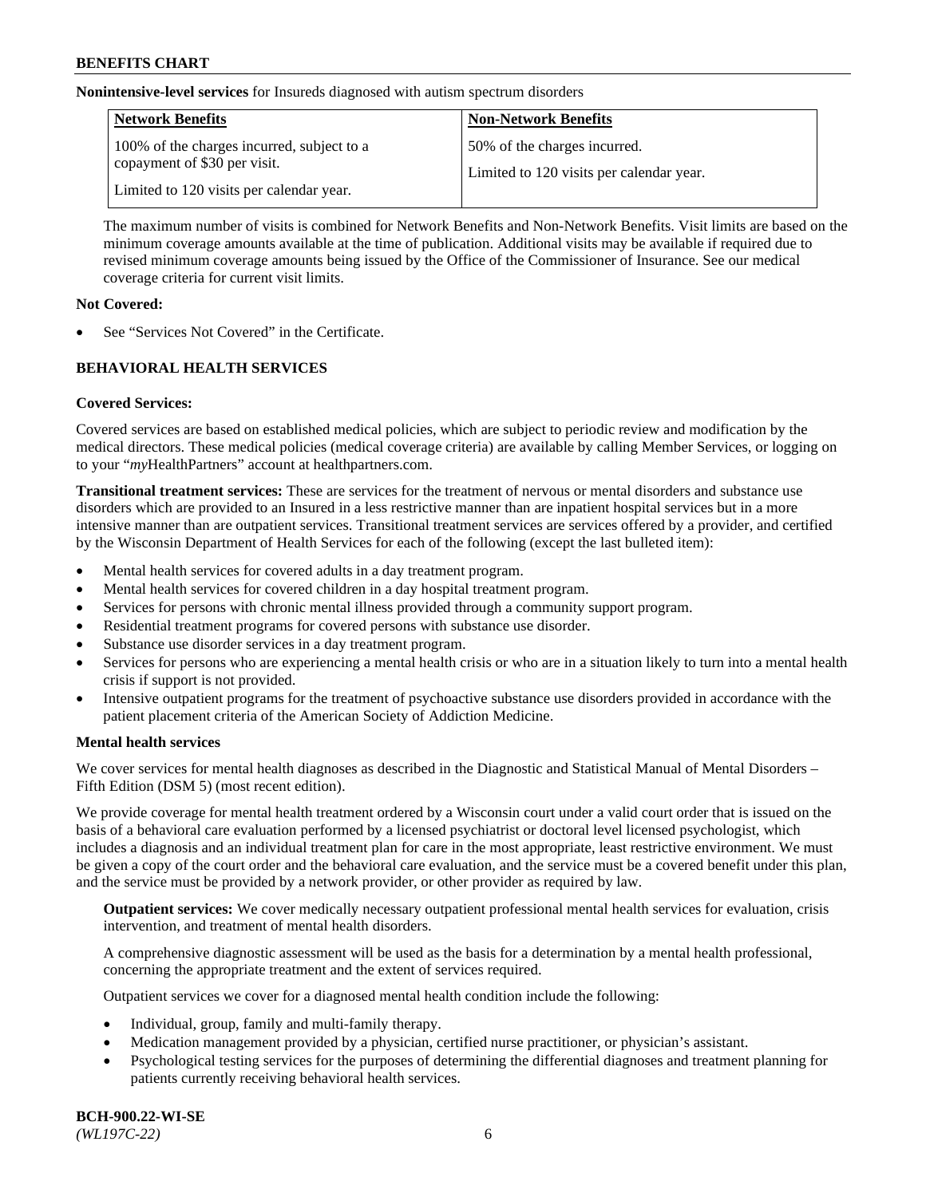**Nonintensive-level services** for Insureds diagnosed with autism spectrum disorders

| Network Benefits | Non-Network Benefits |
| --- | --- |
| 100% of the charges incurred, subject to a copayment of $30 per visit.<br><br>Limited to 120 visits per calendar year. | 50% of the charges incurred.<br><br>Limited to 120 visits per calendar year. |

The maximum number of visits is combined for Network Benefits and Non-Network Benefits. Visit limits are based on the minimum coverage amounts available at the time of publication. Additional visits may be available if required due to revised minimum coverage amounts being issued by the Office of the Commissioner of Insurance. See our medical coverage criteria for current visit limits.

**Not Covered:**

- See "Services Not Covered" in the Certificate.

## BEHAVIORAL HEALTH SERVICES

**Covered Services:**

Covered services are based on established medical policies, which are subject to periodic review and modification by the medical directors. These medical policies (medical coverage criteria) are available by calling Member Services, or logging on to your "*my*HealthPartners" account at healthpartners.com.

**Transitional treatment services:** These are services for the treatment of nervous or mental disorders and substance use disorders which are provided to an Insured in a less restrictive manner than are inpatient hospital services but in a more intensive manner than are outpatient services. Transitional treatment services are services offered by a provider, and certified by the Wisconsin Department of Health Services for each of the following (except the last bulleted item):

- Mental health services for covered adults in a day treatment program.
- Mental health services for covered children in a day hospital treatment program.
- Services for persons with chronic mental illness provided through a community support program.
- Residential treatment programs for covered persons with substance use disorder.
- Substance use disorder services in a day treatment program.
- Services for persons who are experiencing a mental health crisis or who are in a situation likely to turn into a mental health crisis if support is not provided.
- Intensive outpatient programs for the treatment of psychoactive substance use disorders provided in accordance with the patient placement criteria of the American Society of Addiction Medicine.

**Mental health services**

We cover services for mental health diagnoses as described in the Diagnostic and Statistical Manual of Mental Disorders – Fifth Edition (DSM 5) (most recent edition).

We provide coverage for mental health treatment ordered by a Wisconsin court under a valid court order that is issued on the basis of a behavioral care evaluation performed by a licensed psychiatrist or doctoral level licensed psychologist, which includes a diagnosis and an individual treatment plan for care in the most appropriate, least restrictive environment. We must be given a copy of the court order and the behavioral care evaluation, and the service must be a covered benefit under this plan, and the service must be provided by a network provider, or other provider as required by law.

**Outpatient services:** We cover medically necessary outpatient professional mental health services for evaluation, crisis intervention, and treatment of mental health disorders.

A comprehensive diagnostic assessment will be used as the basis for a determination by a mental health professional, concerning the appropriate treatment and the extent of services required.

Outpatient services we cover for a diagnosed mental health condition include the following:

- Individual, group, family and multi-family therapy.
- Medication management provided by a physician, certified nurse practitioner, or physician's assistant.
- Psychological testing services for the purposes of determining the differential diagnoses and treatment planning for patients currently receiving behavioral health services.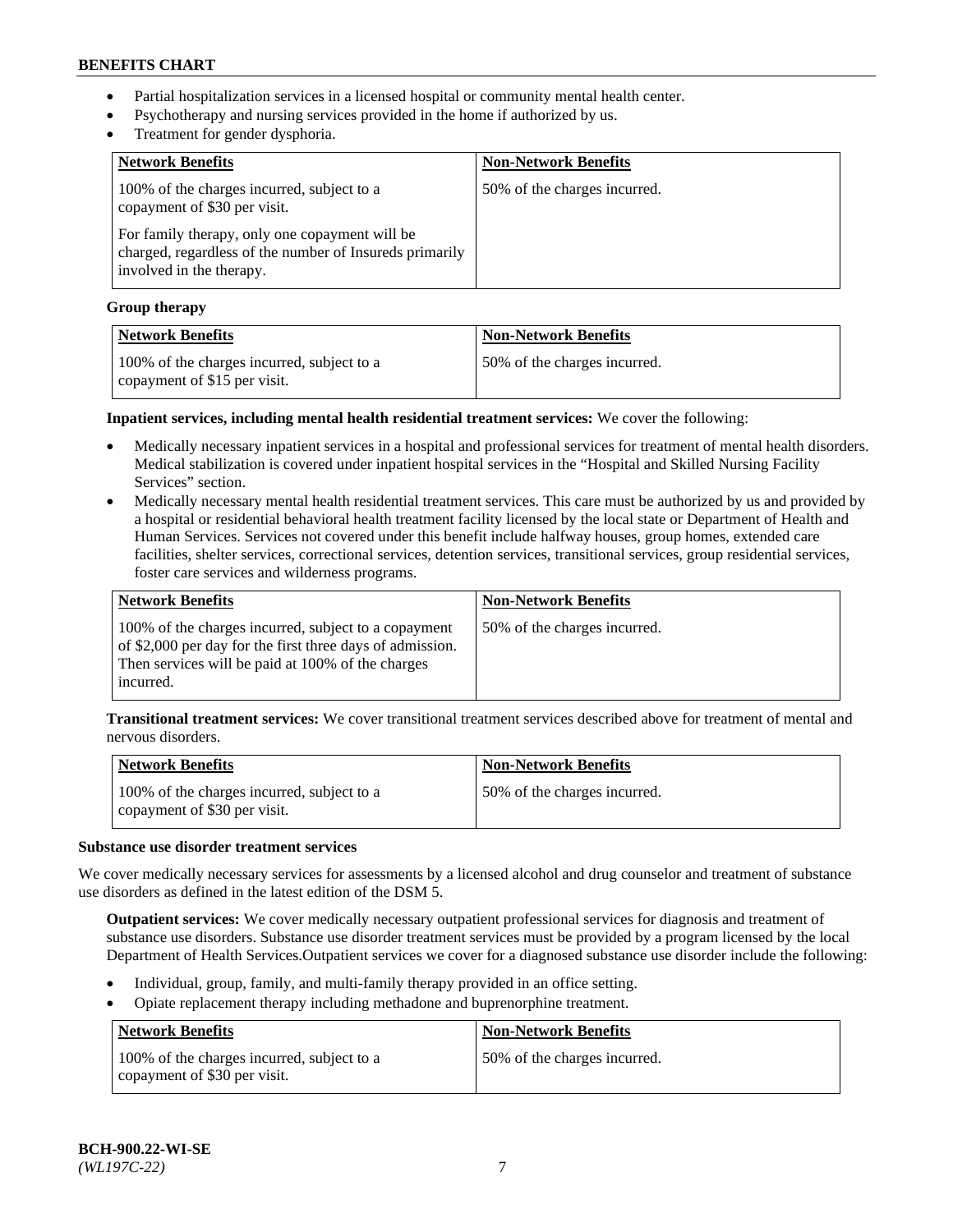- Partial hospitalization services in a licensed hospital or community mental health center.
- Psychotherapy and nursing services provided in the home if authorized by us.
- Treatment for gender dysphoria.

| Network Benefits | Non-Network Benefits |
| --- | --- |
| 100% of the charges incurred, subject to a copayment of $30 per visit.<br><br>For family therapy, only one copayment will be charged, regardless of the number of Insureds primarily involved in the therapy. | 50% of the charges incurred. |

**Group therapy**

| Network Benefits | Non-Network Benefits |
| --- | --- |
| 100% of the charges incurred, subject to a copayment of $15 per visit. | 50% of the charges incurred. |

**Inpatient services, including mental health residential treatment services:** We cover the following:

- Medically necessary inpatient services in a hospital and professional services for treatment of mental health disorders. Medical stabilization is covered under inpatient hospital services in the "Hospital and Skilled Nursing Facility Services" section.
- Medically necessary mental health residential treatment services. This care must be authorized by us and provided by a hospital or residential behavioral health treatment facility licensed by the local state or Department of Health and Human Services. Services not covered under this benefit include halfway houses, group homes, extended care facilities, shelter services, correctional services, detention services, transitional services, group residential services, foster care services and wilderness programs.

| Network Benefits | Non-Network Benefits |
| --- | --- |
| 100% of the charges incurred, subject to a copayment of $2,000 per day for the first three days of admission. Then services will be paid at 100% of the charges incurred. | 50% of the charges incurred. |

**Transitional treatment services:** We cover transitional treatment services described above for treatment of mental and nervous disorders.

| Network Benefits | Non-Network Benefits |
| --- | --- |
| 100% of the charges incurred, subject to a copayment of $30 per visit. | 50% of the charges incurred. |

**Substance use disorder treatment services**

We cover medically necessary services for assessments by a licensed alcohol and drug counselor and treatment of substance use disorders as defined in the latest edition of the DSM 5.

**Outpatient services:** We cover medically necessary outpatient professional services for diagnosis and treatment of substance use disorders. Substance use disorder treatment services must be provided by a program licensed by the local Department of Health Services.Outpatient services we cover for a diagnosed substance use disorder include the following:

- Individual, group, family, and multi-family therapy provided in an office setting.
- Opiate replacement therapy including methadone and buprenorphine treatment.

| Network Benefits | Non-Network Benefits |
| --- | --- |
| 100% of the charges incurred, subject to a copayment of $30 per visit. | 50% of the charges incurred. |

BCH-900.22-WI-SE
*(WL197C-22)*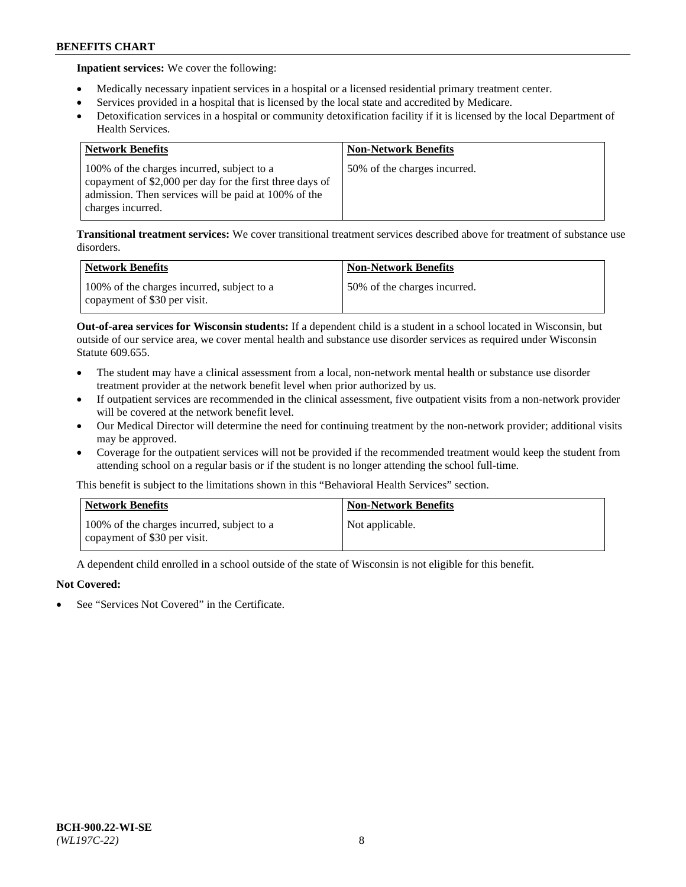**Inpatient services:** We cover the following:

- Medically necessary inpatient services in a hospital or a licensed residential primary treatment center.
- Services provided in a hospital that is licensed by the local state and accredited by Medicare.
- Detoxification services in a hospital or community detoxification facility if it is licensed by the local Department of Health Services.

| Network Benefits | Non-Network Benefits |
|---|---|
| 100% of the charges incurred, subject to a copayment of $2,000 per day for the first three days of admission. Then services will be paid at 100% of the charges incurred. | 50% of the charges incurred. |

**Transitional treatment services:** We cover transitional treatment services described above for treatment of substance use disorders.

| Network Benefits | Non-Network Benefits |
|---|---|
| 100% of the charges incurred, subject to a copayment of $30 per visit. | 50% of the charges incurred. |

**Out-of-area services for Wisconsin students:** If a dependent child is a student in a school located in Wisconsin, but outside of our service area, we cover mental health and substance use disorder services as required under Wisconsin Statute 609.655.

- The student may have a clinical assessment from a local, non-network mental health or substance use disorder treatment provider at the network benefit level when prior authorized by us.
- If outpatient services are recommended in the clinical assessment, five outpatient visits from a non-network provider will be covered at the network benefit level.
- Our Medical Director will determine the need for continuing treatment by the non-network provider; additional visits may be approved.
- Coverage for the outpatient services will not be provided if the recommended treatment would keep the student from attending school on a regular basis or if the student is no longer attending the school full-time.

This benefit is subject to the limitations shown in this "Behavioral Health Services" section.

| Network Benefits | Non-Network Benefits |
|---|---|
| 100% of the charges incurred, subject to a copayment of $30 per visit. | Not applicable. |

A dependent child enrolled in a school outside of the state of Wisconsin is not eligible for this benefit.

**Not Covered:**

- See "Services Not Covered" in the Certificate.

BCH-900.22-WI-SE
*(WL197C-22)*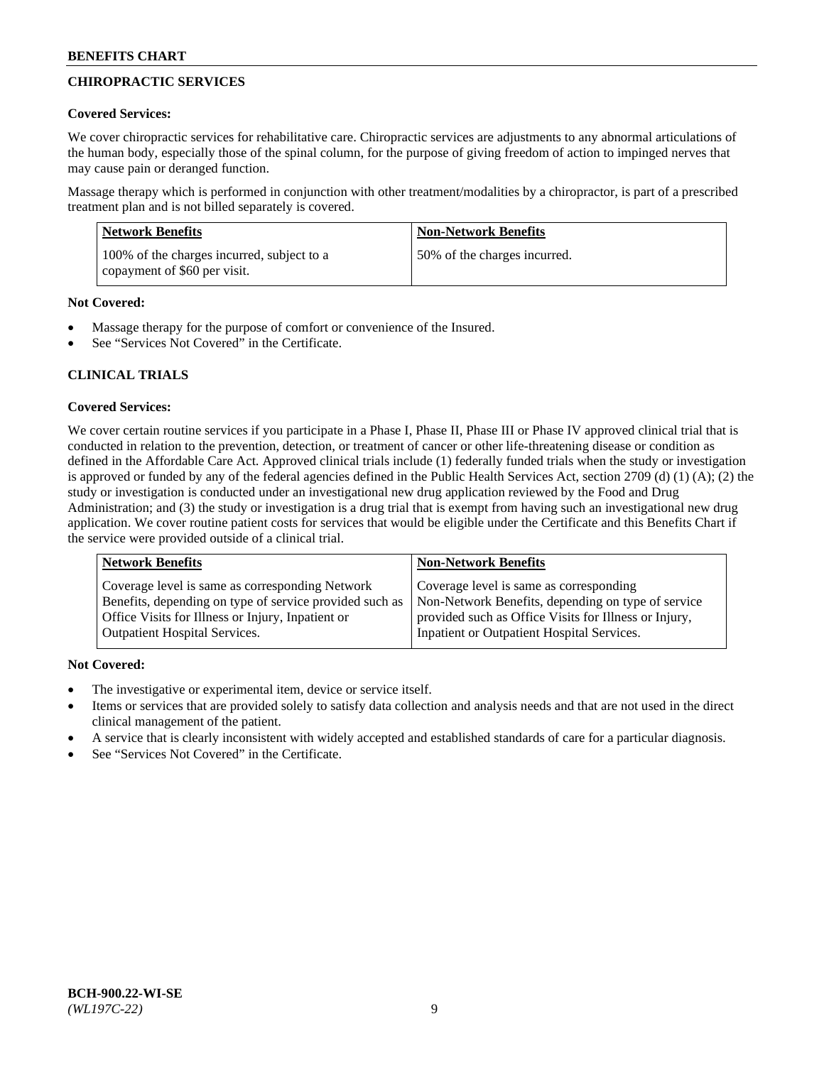## CHIROPRACTIC SERVICES

**Covered Services:**

We cover chiropractic services for rehabilitative care. Chiropractic services are adjustments to any abnormal articulations of the human body, especially those of the spinal column, for the purpose of giving freedom of action to impinged nerves that may cause pain or deranged function.

Massage therapy which is performed in conjunction with other treatment/modalities by a chiropractor, is part of a prescribed treatment plan and is not billed separately is covered.

| Network Benefits | Non-Network Benefits |
|---|---|
| 100% of the charges incurred, subject to a copayment of $60 per visit. | 50% of the charges incurred. |

**Not Covered:**

- Massage therapy for the purpose of comfort or convenience of the Insured.
- See "Services Not Covered" in the Certificate.

## CLINICAL TRIALS

**Covered Services:**

We cover certain routine services if you participate in a Phase I, Phase II, Phase III or Phase IV approved clinical trial that is conducted in relation to the prevention, detection, or treatment of cancer or other life-threatening disease or condition as defined in the Affordable Care Act. Approved clinical trials include (1) federally funded trials when the study or investigation is approved or funded by any of the federal agencies defined in the Public Health Services Act, section 2709 (d) (1) (A); (2) the study or investigation is conducted under an investigational new drug application reviewed by the Food and Drug Administration; and (3) the study or investigation is a drug trial that is exempt from having such an investigational new drug application. We cover routine patient costs for services that would be eligible under the Certificate and this Benefits Chart if the service were provided outside of a clinical trial.

| Network Benefits | Non-Network Benefits |
|---|---|
| Coverage level is same as corresponding Network Benefits, depending on type of service provided such as Office Visits for Illness or Injury, Inpatient or Outpatient Hospital Services. | Coverage level is same as corresponding Non-Network Benefits, depending on type of service provided such as Office Visits for Illness or Injury, Inpatient or Outpatient Hospital Services. |

**Not Covered:**

- The investigative or experimental item, device or service itself.
- Items or services that are provided solely to satisfy data collection and analysis needs and that are not used in the direct clinical management of the patient.
- A service that is clearly inconsistent with widely accepted and established standards of care for a particular diagnosis.
- See "Services Not Covered" in the Certificate.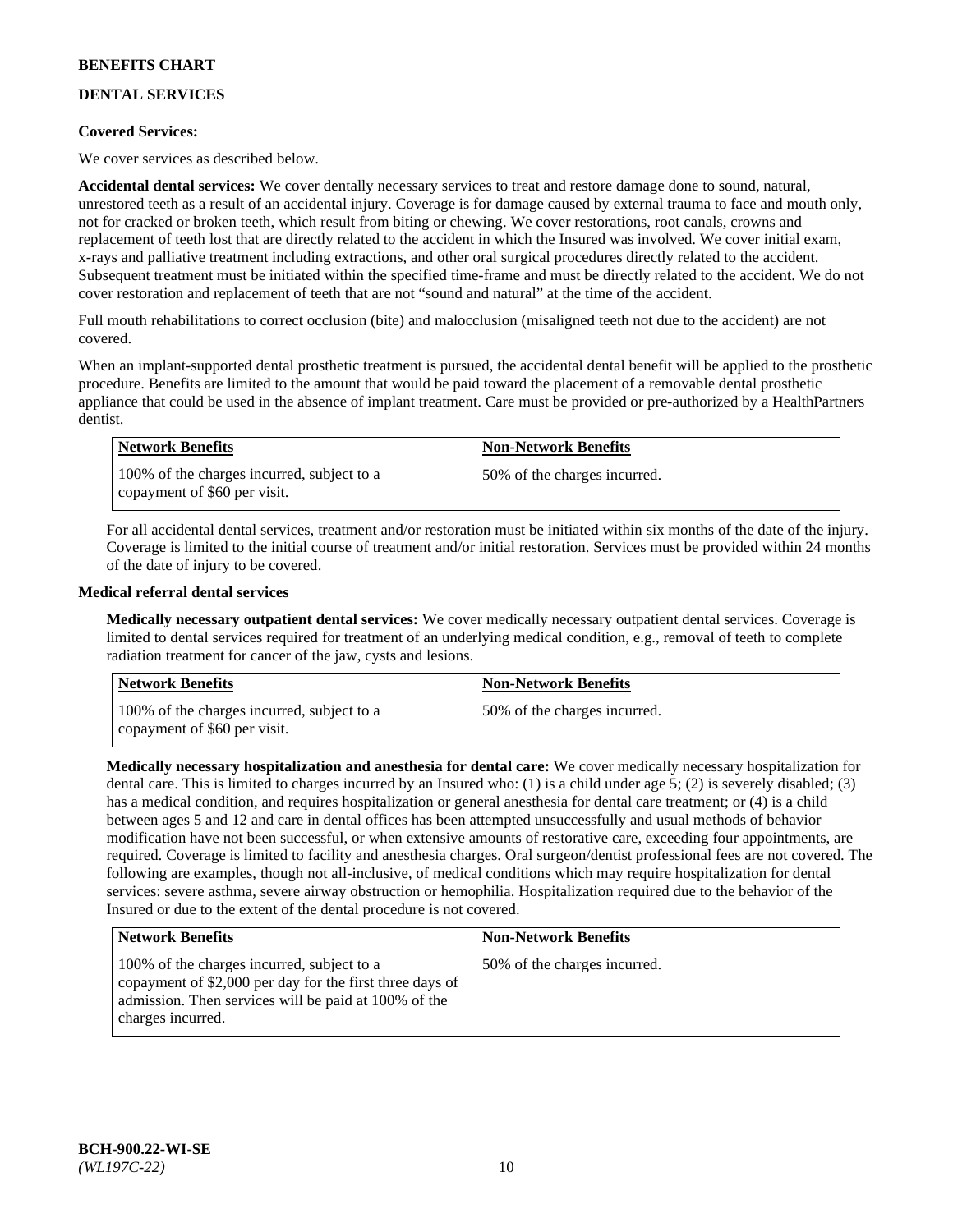## DENTAL SERVICES

**Covered Services:**

We cover services as described below.

**Accidental dental services:** We cover dentally necessary services to treat and restore damage done to sound, natural, unrestored teeth as a result of an accidental injury. Coverage is for damage caused by external trauma to face and mouth only, not for cracked or broken teeth, which result from biting or chewing. We cover restorations, root canals, crowns and replacement of teeth lost that are directly related to the accident in which the Insured was involved. We cover initial exam, x-rays and palliative treatment including extractions, and other oral surgical procedures directly related to the accident. Subsequent treatment must be initiated within the specified time-frame and must be directly related to the accident. We do not cover restoration and replacement of teeth that are not "sound and natural" at the time of the accident.

Full mouth rehabilitations to correct occlusion (bite) and malocclusion (misaligned teeth not due to the accident) are not covered.

When an implant-supported dental prosthetic treatment is pursued, the accidental dental benefit will be applied to the prosthetic procedure. Benefits are limited to the amount that would be paid toward the placement of a removable dental prosthetic appliance that could be used in the absence of implant treatment. Care must be provided or pre-authorized by a HealthPartners dentist.

| Network Benefits | Non-Network Benefits |
|---|---|
| 100% of the charges incurred, subject to a copayment of $60 per visit. | 50% of the charges incurred. |

For all accidental dental services, treatment and/or restoration must be initiated within six months of the date of the injury. Coverage is limited to the initial course of treatment and/or initial restoration. Services must be provided within 24 months of the date of injury to be covered.

**Medical referral dental services**

**Medically necessary outpatient dental services:** We cover medically necessary outpatient dental services. Coverage is limited to dental services required for treatment of an underlying medical condition, e.g., removal of teeth to complete radiation treatment for cancer of the jaw, cysts and lesions.

| Network Benefits | Non-Network Benefits |
|---|---|
| 100% of the charges incurred, subject to a copayment of $60 per visit. | 50% of the charges incurred. |

**Medically necessary hospitalization and anesthesia for dental care:** We cover medically necessary hospitalization for dental care. This is limited to charges incurred by an Insured who: (1) is a child under age 5; (2) is severely disabled; (3) has a medical condition, and requires hospitalization or general anesthesia for dental care treatment; or (4) is a child between ages 5 and 12 and care in dental offices has been attempted unsuccessfully and usual methods of behavior modification have not been successful, or when extensive amounts of restorative care, exceeding four appointments, are required. Coverage is limited to facility and anesthesia charges. Oral surgeon/dentist professional fees are not covered. The following are examples, though not all-inclusive, of medical conditions which may require hospitalization for dental services: severe asthma, severe airway obstruction or hemophilia. Hospitalization required due to the behavior of the Insured or due to the extent of the dental procedure is not covered.

| Network Benefits | Non-Network Benefits |
|---|---|
| 100% of the charges incurred, subject to a copayment of $2,000 per day for the first three days of admission. Then services will be paid at 100% of the charges incurred. | 50% of the charges incurred. |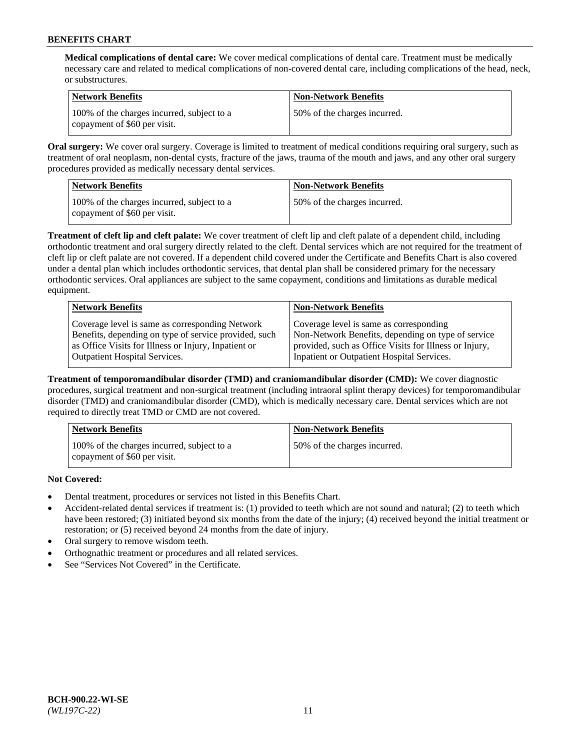**Medical complications of dental care:** We cover medical complications of dental care. Treatment must be medically necessary care and related to medical complications of non-covered dental care, including complications of the head, neck, or substructures.

| Network Benefits | Non-Network Benefits |
| --- | --- |
| 100% of the charges incurred, subject to a copayment of $60 per visit. | 50% of the charges incurred. |

**Oral surgery:** We cover oral surgery. Coverage is limited to treatment of medical conditions requiring oral surgery, such as treatment of oral neoplasm, non-dental cysts, fracture of the jaws, trauma of the mouth and jaws, and any other oral surgery procedures provided as medically necessary dental services.

| Network Benefits | Non-Network Benefits |
| --- | --- |
| 100% of the charges incurred, subject to a copayment of $60 per visit. | 50% of the charges incurred. |

**Treatment of cleft lip and cleft palate:** We cover treatment of cleft lip and cleft palate of a dependent child, including orthodontic treatment and oral surgery directly related to the cleft. Dental services which are not required for the treatment of cleft lip or cleft palate are not covered. If a dependent child covered under the Certificate and Benefits Chart is also covered under a dental plan which includes orthodontic services, that dental plan shall be considered primary for the necessary orthodontic services. Oral appliances are subject to the same copayment, conditions and limitations as durable medical equipment.

| Network Benefits | Non-Network Benefits |
| --- | --- |
| Coverage level is same as corresponding Network Benefits, depending on type of service provided, such as Office Visits for Illness or Injury, Inpatient or Outpatient Hospital Services. | Coverage level is same as corresponding Non-Network Benefits, depending on type of service provided, such as Office Visits for Illness or Injury, Inpatient or Outpatient Hospital Services. |

**Treatment of temporomandibular disorder (TMD) and craniomandibular disorder (CMD):** We cover diagnostic procedures, surgical treatment and non-surgical treatment (including intraoral splint therapy devices) for temporomandibular disorder (TMD) and craniomandibular disorder (CMD), which is medically necessary care. Dental services which are not required to directly treat TMD or CMD are not covered.

| Network Benefits | Non-Network Benefits |
| --- | --- |
| 100% of the charges incurred, subject to a copayment of $60 per visit. | 50% of the charges incurred. |

**Not Covered:**

- Dental treatment, procedures or services not listed in this Benefits Chart.
- Accident-related dental services if treatment is: (1) provided to teeth which are not sound and natural; (2) to teeth which have been restored; (3) initiated beyond six months from the date of the injury; (4) received beyond the initial treatment or restoration; or (5) received beyond 24 months from the date of injury.
- Oral surgery to remove wisdom teeth.
- Orthognathic treatment or procedures and all related services.
- See "Services Not Covered" in the Certificate.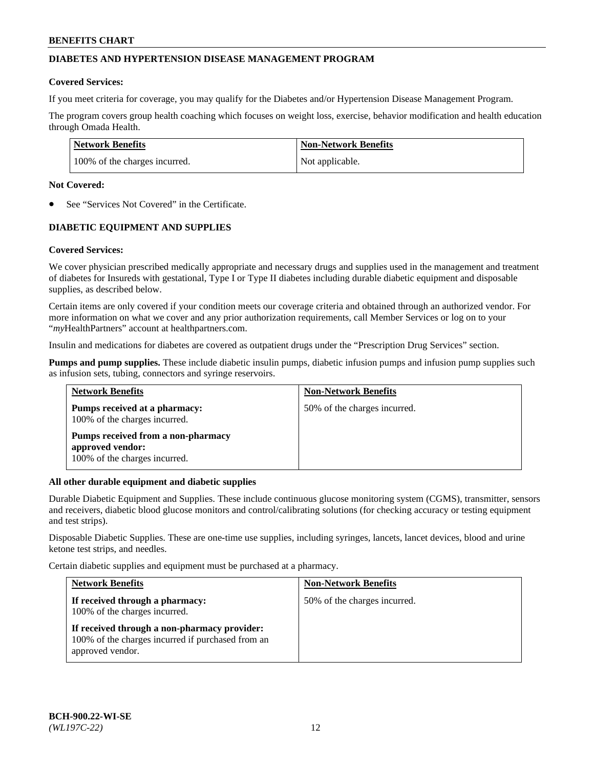## DIABETES AND HYPERTENSION DISEASE MANAGEMENT PROGRAM

**Covered Services:**

If you meet criteria for coverage, you may qualify for the Diabetes and/or Hypertension Disease Management Program.

The program covers group health coaching which focuses on weight loss, exercise, behavior modification and health education through Omada Health.

| Network Benefits | Non-Network Benefits |
|---|---|
| 100% of the charges incurred. | Not applicable. |

**Not Covered:**

- See "Services Not Covered" in the Certificate.

## DIABETIC EQUIPMENT AND SUPPLIES

**Covered Services:**

We cover physician prescribed medically appropriate and necessary drugs and supplies used in the management and treatment of diabetes for Insureds with gestational, Type I or Type II diabetes including durable diabetic equipment and disposable supplies, as described below.

Certain items are only covered if your condition meets our coverage criteria and obtained through an authorized vendor. For more information on what we cover and any prior authorization requirements, call Member Services or log on to your "*my*HealthPartners" account at healthpartners.com.

Insulin and medications for diabetes are covered as outpatient drugs under the "Prescription Drug Services" section.

**Pumps and pump supplies.** These include diabetic insulin pumps, diabetic infusion pumps and infusion pump supplies such as infusion sets, tubing, connectors and syringe reservoirs.

| Network Benefits | Non-Network Benefits |
|---|---|
| **Pumps received at a pharmacy:** 100% of the charges incurred.<br>**Pumps received from a non-pharmacy approved vendor:** 100% of the charges incurred. | 50% of the charges incurred. |

**All other durable equipment and diabetic supplies**

Durable Diabetic Equipment and Supplies. These include continuous glucose monitoring system (CGMS), transmitter, sensors and receivers, diabetic blood glucose monitors and control/calibrating solutions (for checking accuracy or testing equipment and test strips).

Disposable Diabetic Supplies. These are one-time use supplies, including syringes, lancets, lancet devices, blood and urine ketone test strips, and needles.

Certain diabetic supplies and equipment must be purchased at a pharmacy.

| Network Benefits | Non-Network Benefits |
|---|---|
| **If received through a pharmacy:** 100% of the charges incurred.<br>**If received through a non-pharmacy provider:** 100% of the charges incurred if purchased from an approved vendor. | 50% of the charges incurred. |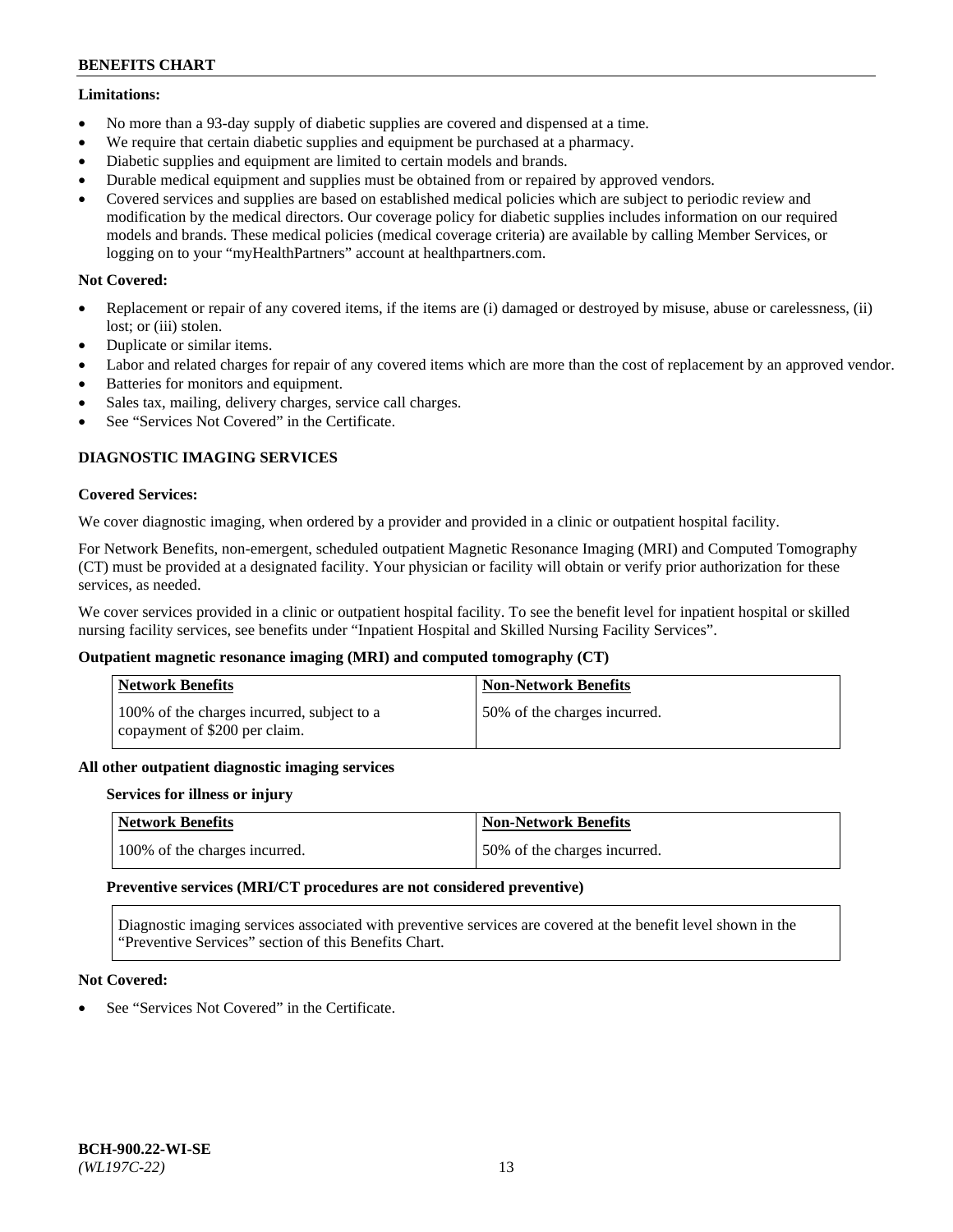**Limitations:**

- No more than a 93-day supply of diabetic supplies are covered and dispensed at a time.
- We require that certain diabetic supplies and equipment be purchased at a pharmacy.
- Diabetic supplies and equipment are limited to certain models and brands.
- Durable medical equipment and supplies must be obtained from or repaired by approved vendors.
- Covered services and supplies are based on established medical policies which are subject to periodic review and modification by the medical directors. Our coverage policy for diabetic supplies includes information on our required models and brands. These medical policies (medical coverage criteria) are available by calling Member Services, or logging on to your "myHealthPartners" account at healthpartners.com.

**Not Covered:**

- Replacement or repair of any covered items, if the items are (i) damaged or destroyed by misuse, abuse or carelessness, (ii) lost; or (iii) stolen.
- Duplicate or similar items.
- Labor and related charges for repair of any covered items which are more than the cost of replacement by an approved vendor.
- Batteries for monitors and equipment.
- Sales tax, mailing, delivery charges, service call charges.
- See "Services Not Covered" in the Certificate.

## DIAGNOSTIC IMAGING SERVICES

**Covered Services:**

We cover diagnostic imaging, when ordered by a provider and provided in a clinic or outpatient hospital facility.

For Network Benefits, non-emergent, scheduled outpatient Magnetic Resonance Imaging (MRI) and Computed Tomography (CT) must be provided at a designated facility. Your physician or facility will obtain or verify prior authorization for these services, as needed.

We cover services provided in a clinic or outpatient hospital facility. To see the benefit level for inpatient hospital or skilled nursing facility services, see benefits under "Inpatient Hospital and Skilled Nursing Facility Services".

**Outpatient magnetic resonance imaging (MRI) and computed tomography (CT)**

| Network Benefits | Non-Network Benefits |
|---|---|
| 100% of the charges incurred, subject to a copayment of $200 per claim. | 50% of the charges incurred. |

**All other outpatient diagnostic imaging services**

**Services for illness or injury**

| Network Benefits | Non-Network Benefits |
|---|---|
| 100% of the charges incurred. | 50% of the charges incurred. |

**Preventive services (MRI/CT procedures are not considered preventive)**

Diagnostic imaging services associated with preventive services are covered at the benefit level shown in the "Preventive Services" section of this Benefits Chart.

**Not Covered:**

- See "Services Not Covered" in the Certificate.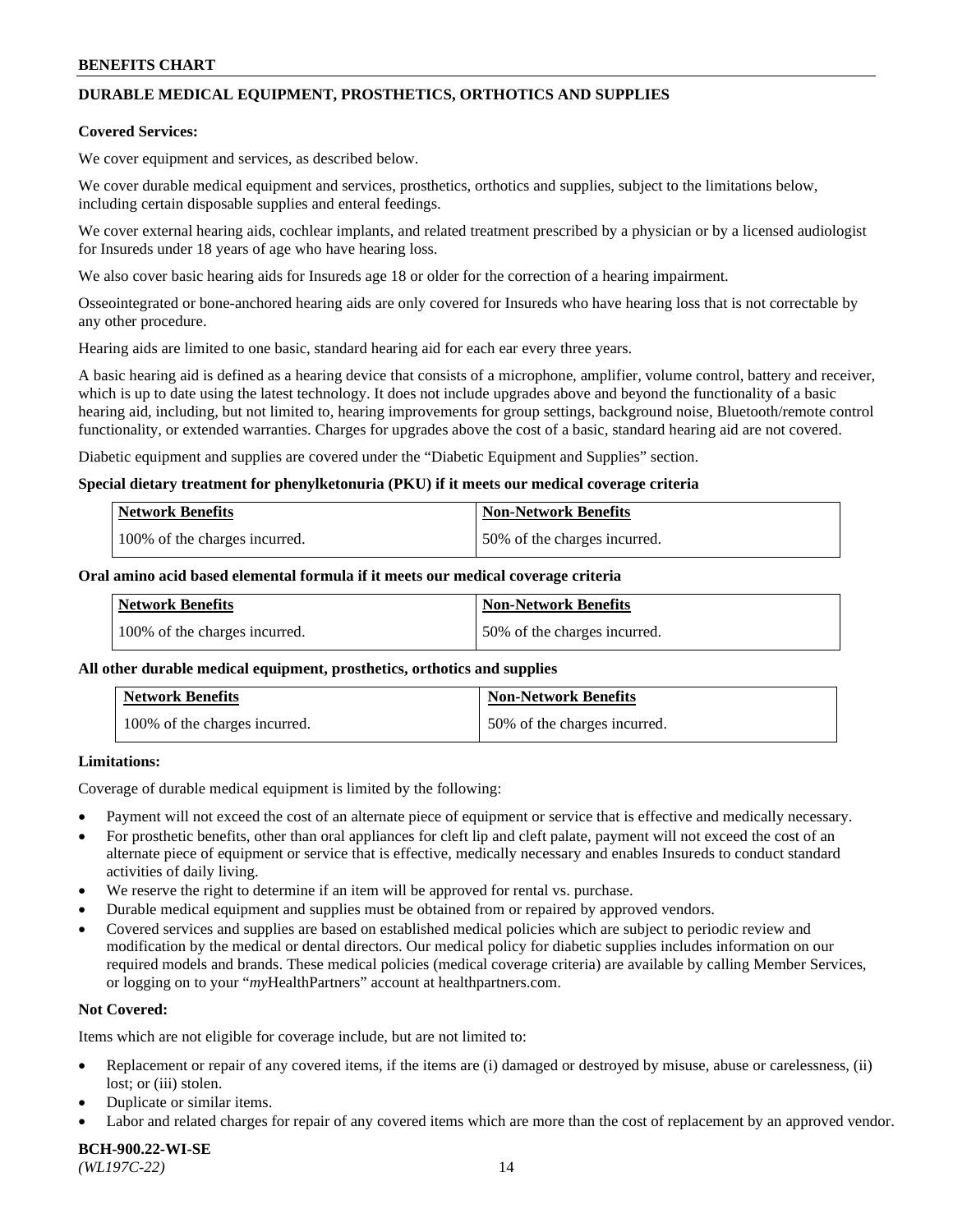## DURABLE MEDICAL EQUIPMENT, PROSTHETICS, ORTHOTICS AND SUPPLIES

**Covered Services:**

We cover equipment and services, as described below.

We cover durable medical equipment and services, prosthetics, orthotics and supplies, subject to the limitations below, including certain disposable supplies and enteral feedings.

We cover external hearing aids, cochlear implants, and related treatment prescribed by a physician or by a licensed audiologist for Insureds under 18 years of age who have hearing loss.

We also cover basic hearing aids for Insureds age 18 or older for the correction of a hearing impairment.

Osseointegrated or bone-anchored hearing aids are only covered for Insureds who have hearing loss that is not correctable by any other procedure.

Hearing aids are limited to one basic, standard hearing aid for each ear every three years.

A basic hearing aid is defined as a hearing device that consists of a microphone, amplifier, volume control, battery and receiver, which is up to date using the latest technology. It does not include upgrades above and beyond the functionality of a basic hearing aid, including, but not limited to, hearing improvements for group settings, background noise, Bluetooth/remote control functionality, or extended warranties. Charges for upgrades above the cost of a basic, standard hearing aid are not covered.

Diabetic equipment and supplies are covered under the "Diabetic Equipment and Supplies" section.

**Special dietary treatment for phenylketonuria (PKU) if it meets our medical coverage criteria**

| Network Benefits | Non-Network Benefits |
|---|---|
| 100% of the charges incurred. | 50% of the charges incurred. |

**Oral amino acid based elemental formula if it meets our medical coverage criteria**

| Network Benefits | Non-Network Benefits |
|---|---|
| 100% of the charges incurred. | 50% of the charges incurred. |

**All other durable medical equipment, prosthetics, orthotics and supplies**

| Network Benefits | Non-Network Benefits |
|---|---|
| 100% of the charges incurred. | 50% of the charges incurred. |

**Limitations:**

Coverage of durable medical equipment is limited by the following:

- Payment will not exceed the cost of an alternate piece of equipment or service that is effective and medically necessary.
- For prosthetic benefits, other than oral appliances for cleft lip and cleft palate, payment will not exceed the cost of an alternate piece of equipment or service that is effective, medically necessary and enables Insureds to conduct standard activities of daily living.
- We reserve the right to determine if an item will be approved for rental vs. purchase.
- Durable medical equipment and supplies must be obtained from or repaired by approved vendors.
- Covered services and supplies are based on established medical policies which are subject to periodic review and modification by the medical or dental directors. Our medical policy for diabetic supplies includes information on our required models and brands. These medical policies (medical coverage criteria) are available by calling Member Services, or logging on to your "*my*HealthPartners" account at healthpartners.com.

**Not Covered:**

Items which are not eligible for coverage include, but are not limited to:

- Replacement or repair of any covered items, if the items are (i) damaged or destroyed by misuse, abuse or carelessness, (ii) lost; or (iii) stolen.
- Duplicate or similar items.
- Labor and related charges for repair of any covered items which are more than the cost of replacement by an approved vendor.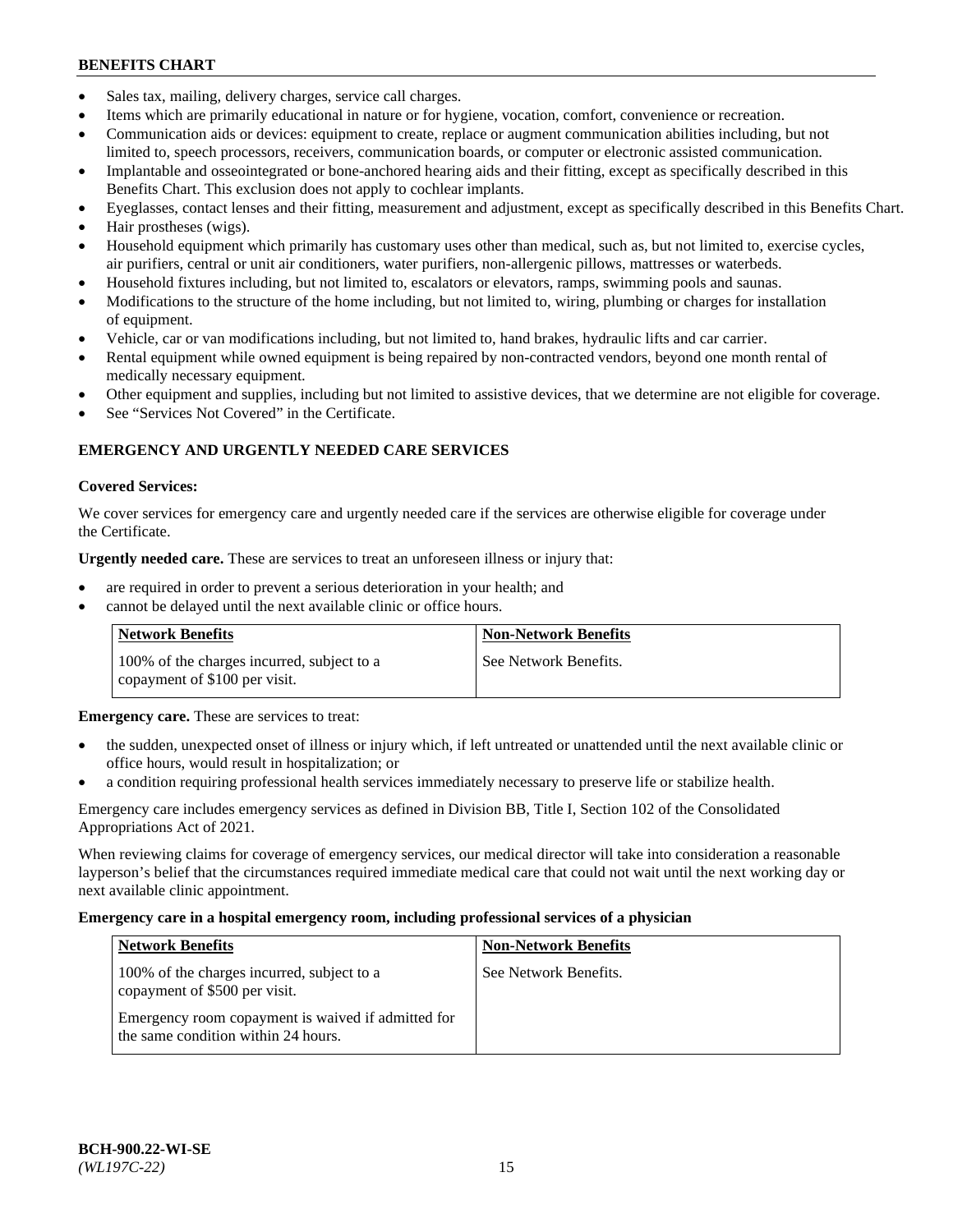- Sales tax, mailing, delivery charges, service call charges.
- Items which are primarily educational in nature or for hygiene, vocation, comfort, convenience or recreation.
- Communication aids or devices: equipment to create, replace or augment communication abilities including, but not limited to, speech processors, receivers, communication boards, or computer or electronic assisted communication.
- Implantable and osseointegrated or bone-anchored hearing aids and their fitting, except as specifically described in this Benefits Chart. This exclusion does not apply to cochlear implants.
- Eyeglasses, contact lenses and their fitting, measurement and adjustment, except as specifically described in this Benefits Chart.
- Hair prostheses (wigs).
- Household equipment which primarily has customary uses other than medical, such as, but not limited to, exercise cycles, air purifiers, central or unit air conditioners, water purifiers, non-allergenic pillows, mattresses or waterbeds.
- Household fixtures including, but not limited to, escalators or elevators, ramps, swimming pools and saunas.
- Modifications to the structure of the home including, but not limited to, wiring, plumbing or charges for installation of equipment.
- Vehicle, car or van modifications including, but not limited to, hand brakes, hydraulic lifts and car carrier.
- Rental equipment while owned equipment is being repaired by non-contracted vendors, beyond one month rental of medically necessary equipment.
- Other equipment and supplies, including but not limited to assistive devices, that we determine are not eligible for coverage.
- See "Services Not Covered" in the Certificate.

## EMERGENCY AND URGENTLY NEEDED CARE SERVICES

**Covered Services:**

We cover services for emergency care and urgently needed care if the services are otherwise eligible for coverage under the Certificate.

**Urgently needed care.** These are services to treat an unforeseen illness or injury that:

- are required in order to prevent a serious deterioration in your health; and
- cannot be delayed until the next available clinic or office hours.

| Network Benefits | Non-Network Benefits |
|---|---|
| 100% of the charges incurred, subject to a copayment of $100 per visit. | See Network Benefits. |

**Emergency care.** These are services to treat:

- the sudden, unexpected onset of illness or injury which, if left untreated or unattended until the next available clinic or office hours, would result in hospitalization; or
- a condition requiring professional health services immediately necessary to preserve life or stabilize health.

Emergency care includes emergency services as defined in Division BB, Title I, Section 102 of the Consolidated Appropriations Act of 2021.

When reviewing claims for coverage of emergency services, our medical director will take into consideration a reasonable layperson's belief that the circumstances required immediate medical care that could not wait until the next working day or next available clinic appointment.

**Emergency care in a hospital emergency room, including professional services of a physician**

| Network Benefits | Non-Network Benefits |
|---|---|
| 100% of the charges incurred, subject to a copayment of $500 per visit.<br><br>Emergency room copayment is waived if admitted for the same condition within 24 hours. | See Network Benefits. |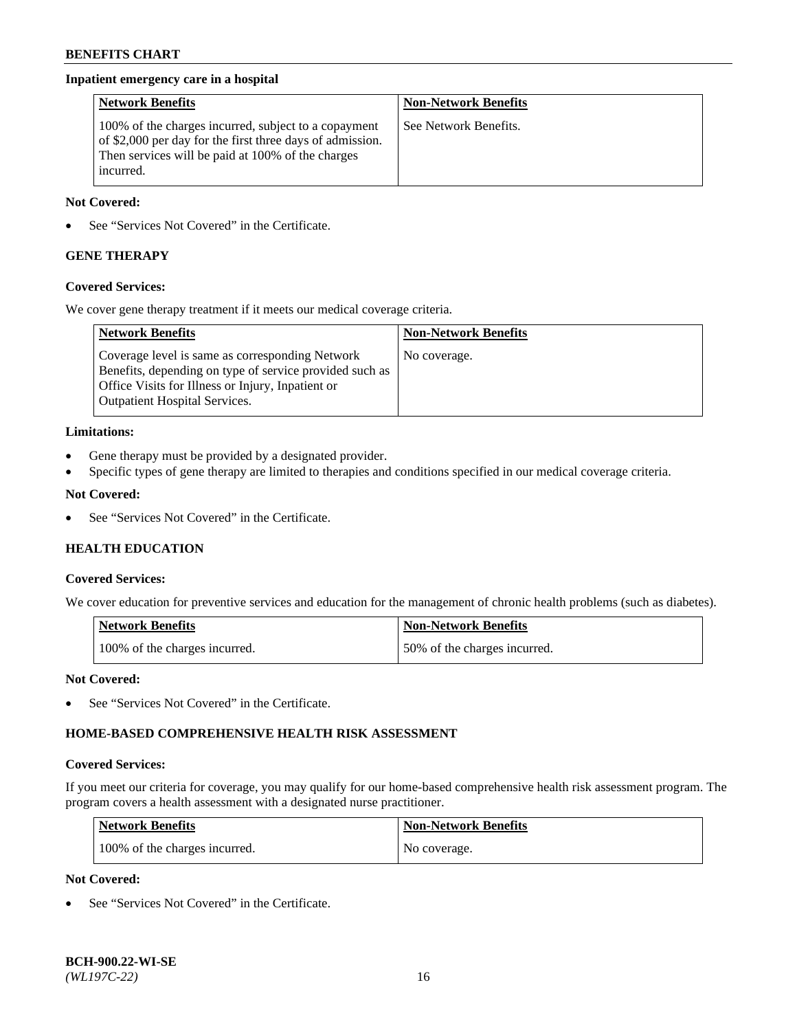**Inpatient emergency care in a hospital**

| Network Benefits | Non-Network Benefits |
|---|---|
| 100% of the charges incurred, subject to a copayment of $2,000 per day for the first three days of admission. Then services will be paid at 100% of the charges incurred. | See Network Benefits. |

**Not Covered:**

- See "Services Not Covered" in the Certificate.

## GENE THERAPY

**Covered Services:**

We cover gene therapy treatment if it meets our medical coverage criteria.

| Network Benefits | Non-Network Benefits |
|---|---|
| Coverage level is same as corresponding Network Benefits, depending on type of service provided such as Office Visits for Illness or Injury, Inpatient or Outpatient Hospital Services. | No coverage. |

**Limitations:**

- Gene therapy must be provided by a designated provider.
- Specific types of gene therapy are limited to therapies and conditions specified in our medical coverage criteria.

**Not Covered:**

- See "Services Not Covered" in the Certificate.

## HEALTH EDUCATION

**Covered Services:**

We cover education for preventive services and education for the management of chronic health problems (such as diabetes).

| Network Benefits | Non-Network Benefits |
|---|---|
| 100% of the charges incurred. | 50% of the charges incurred. |

**Not Covered:**

- See "Services Not Covered" in the Certificate.

## HOME-BASED COMPREHENSIVE HEALTH RISK ASSESSMENT

**Covered Services:**

If you meet our criteria for coverage, you may qualify for our home-based comprehensive health risk assessment program. The program covers a health assessment with a designated nurse practitioner.

| Network Benefits | Non-Network Benefits |
|---|---|
| 100% of the charges incurred. | No coverage. |

**Not Covered:**

- See "Services Not Covered" in the Certificate.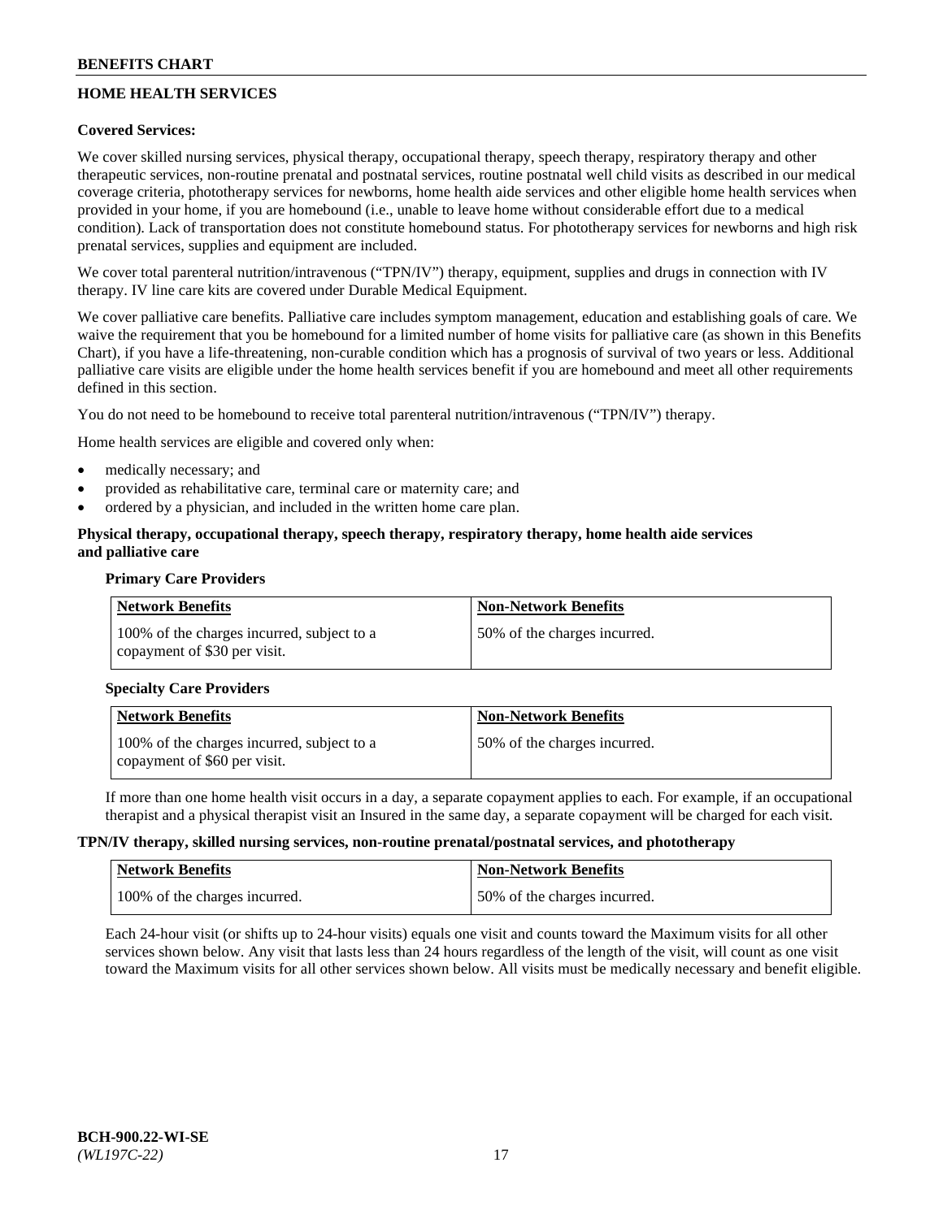## HOME HEALTH SERVICES

**Covered Services:**

We cover skilled nursing services, physical therapy, occupational therapy, speech therapy, respiratory therapy and other therapeutic services, non-routine prenatal and postnatal services, routine postnatal well child visits as described in our medical coverage criteria, phototherapy services for newborns, home health aide services and other eligible home health services when provided in your home, if you are homebound (i.e., unable to leave home without considerable effort due to a medical condition). Lack of transportation does not constitute homebound status. For phototherapy services for newborns and high risk prenatal services, supplies and equipment are included.

We cover total parenteral nutrition/intravenous ("TPN/IV") therapy, equipment, supplies and drugs in connection with IV therapy. IV line care kits are covered under Durable Medical Equipment.

We cover palliative care benefits. Palliative care includes symptom management, education and establishing goals of care. We waive the requirement that you be homebound for a limited number of home visits for palliative care (as shown in this Benefits Chart), if you have a life-threatening, non-curable condition which has a prognosis of survival of two years or less. Additional palliative care visits are eligible under the home health services benefit if you are homebound and meet all other requirements defined in this section.

You do not need to be homebound to receive total parenteral nutrition/intravenous ("TPN/IV") therapy.

Home health services are eligible and covered only when:

- medically necessary; and
- provided as rehabilitative care, terminal care or maternity care; and
- ordered by a physician, and included in the written home care plan.

**Physical therapy, occupational therapy, speech therapy, respiratory therapy, home health aide services and palliative care**

**Primary Care Providers**

| Network Benefits | Non-Network Benefits |
|---|---|
| 100% of the charges incurred, subject to a copayment of $30 per visit. | 50% of the charges incurred. |

**Specialty Care Providers**

| Network Benefits | Non-Network Benefits |
|---|---|
| 100% of the charges incurred, subject to a copayment of $60 per visit. | 50% of the charges incurred. |

If more than one home health visit occurs in a day, a separate copayment applies to each. For example, if an occupational therapist and a physical therapist visit an Insured in the same day, a separate copayment will be charged for each visit.

**TPN/IV therapy, skilled nursing services, non-routine prenatal/postnatal services, and phototherapy**

| Network Benefits | Non-Network Benefits |
|---|---|
| 100% of the charges incurred. | 50% of the charges incurred. |

Each 24-hour visit (or shifts up to 24-hour visits) equals one visit and counts toward the Maximum visits for all other services shown below. Any visit that lasts less than 24 hours regardless of the length of the visit, will count as one visit toward the Maximum visits for all other services shown below. All visits must be medically necessary and benefit eligible.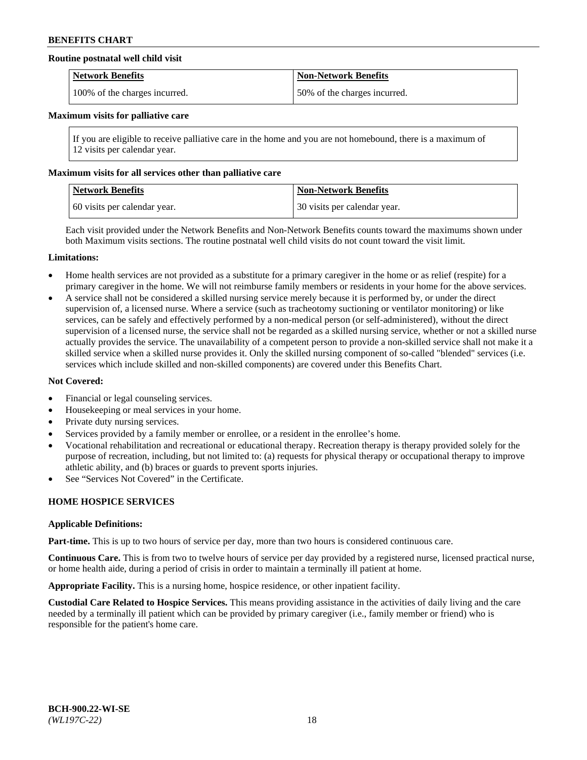**Routine postnatal well child visit**

| Network Benefits | Non-Network Benefits |
|---|---|
| 100% of the charges incurred. | 50% of the charges incurred. |

**Maximum visits for palliative care**

If you are eligible to receive palliative care in the home and you are not homebound, there is a maximum of 12 visits per calendar year.

**Maximum visits for all services other than palliative care**

| Network Benefits | Non-Network Benefits |
|---|---|
| 60 visits per calendar year. | 30 visits per calendar year. |

Each visit provided under the Network Benefits and Non-Network Benefits counts toward the maximums shown under both Maximum visits sections. The routine postnatal well child visits do not count toward the visit limit.

**Limitations:**

- Home health services are not provided as a substitute for a primary caregiver in the home or as relief (respite) for a primary caregiver in the home. We will not reimburse family members or residents in your home for the above services.
- A service shall not be considered a skilled nursing service merely because it is performed by, or under the direct supervision of, a licensed nurse. Where a service (such as tracheotomy suctioning or ventilator monitoring) or like services, can be safely and effectively performed by a non-medical person (or self-administered), without the direct supervision of a licensed nurse, the service shall not be regarded as a skilled nursing service, whether or not a skilled nurse actually provides the service. The unavailability of a competent person to provide a non-skilled service shall not make it a skilled service when a skilled nurse provides it. Only the skilled nursing component of so-called "blended" services (i.e. services which include skilled and non-skilled components) are covered under this Benefits Chart.

**Not Covered:**

- Financial or legal counseling services.
- Housekeeping or meal services in your home.
- Private duty nursing services.
- Services provided by a family member or enrollee, or a resident in the enrollee's home.
- Vocational rehabilitation and recreational or educational therapy. Recreation therapy is therapy provided solely for the purpose of recreation, including, but not limited to: (a) requests for physical therapy or occupational therapy to improve athletic ability, and (b) braces or guards to prevent sports injuries.
- See "Services Not Covered" in the Certificate.

## HOME HOSPICE SERVICES

**Applicable Definitions:**

**Part-time.** This is up to two hours of service per day, more than two hours is considered continuous care.

**Continuous Care.** This is from two to twelve hours of service per day provided by a registered nurse, licensed practical nurse, or home health aide, during a period of crisis in order to maintain a terminally ill patient at home.

**Appropriate Facility.** This is a nursing home, hospice residence, or other inpatient facility.

**Custodial Care Related to Hospice Services.** This means providing assistance in the activities of daily living and the care needed by a terminally ill patient which can be provided by primary caregiver (i.e., family member or friend) who is responsible for the patient's home care.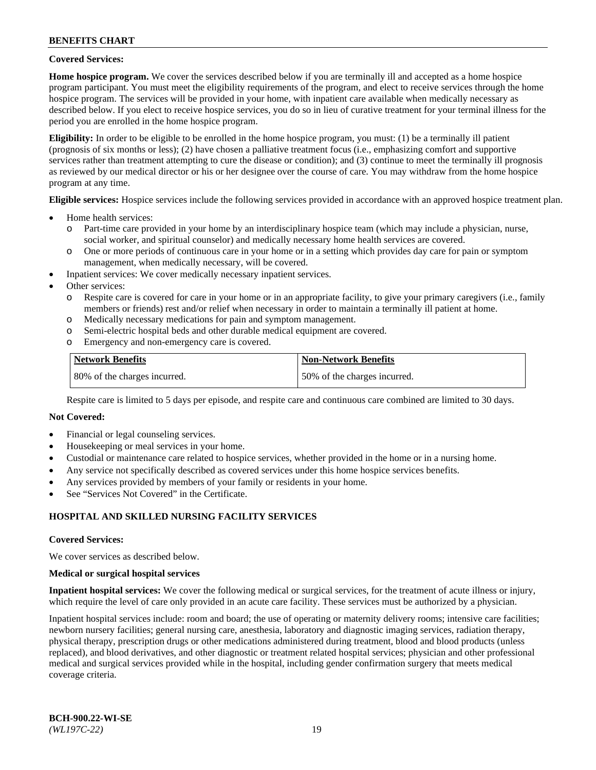**Covered Services:**

**Home hospice program.** We cover the services described below if you are terminally ill and accepted as a home hospice program participant. You must meet the eligibility requirements of the program, and elect to receive services through the home hospice program. The services will be provided in your home, with inpatient care available when medically necessary as described below. If you elect to receive hospice services, you do so in lieu of curative treatment for your terminal illness for the period you are enrolled in the home hospice program.

**Eligibility:** In order to be eligible to be enrolled in the home hospice program, you must: (1) be a terminally ill patient (prognosis of six months or less); (2) have chosen a palliative treatment focus (i.e., emphasizing comfort and supportive services rather than treatment attempting to cure the disease or condition); and (3) continue to meet the terminally ill prognosis as reviewed by our medical director or his or her designee over the course of care. You may withdraw from the home hospice program at any time.

**Eligible services:** Hospice services include the following services provided in accordance with an approved hospice treatment plan.

- Home health services:
  - Part-time care provided in your home by an interdisciplinary hospice team (which may include a physician, nurse, social worker, and spiritual counselor) and medically necessary home health services are covered.
  - One or more periods of continuous care in your home or in a setting which provides day care for pain or symptom management, when medically necessary, will be covered.
- Inpatient services: We cover medically necessary inpatient services.
- Other services:
  - Respite care is covered for care in your home or in an appropriate facility, to give your primary caregivers (i.e., family members or friends) rest and/or relief when necessary in order to maintain a terminally ill patient at home.
  - Medically necessary medications for pain and symptom management.
  - Semi-electric hospital beds and other durable medical equipment are covered.
  - Emergency and non-emergency care is covered.

| Network Benefits | Non-Network Benefits |
|---|---|
| 80% of the charges incurred. | 50% of the charges incurred. |

Respite care is limited to 5 days per episode, and respite care and continuous care combined are limited to 30 days.

**Not Covered:**

- Financial or legal counseling services.
- Housekeeping or meal services in your home.
- Custodial or maintenance care related to hospice services, whether provided in the home or in a nursing home.
- Any service not specifically described as covered services under this home hospice services benefits.
- Any services provided by members of your family or residents in your home.
- See "Services Not Covered" in the Certificate.

## HOSPITAL AND SKILLED NURSING FACILITY SERVICES

**Covered Services:**

We cover services as described below.

**Medical or surgical hospital services**

**Inpatient hospital services:** We cover the following medical or surgical services, for the treatment of acute illness or injury, which require the level of care only provided in an acute care facility. These services must be authorized by a physician.

Inpatient hospital services include: room and board; the use of operating or maternity delivery rooms; intensive care facilities; newborn nursery facilities; general nursing care, anesthesia, laboratory and diagnostic imaging services, radiation therapy, physical therapy, prescription drugs or other medications administered during treatment, blood and blood products (unless replaced), and blood derivatives, and other diagnostic or treatment related hospital services; physician and other professional medical and surgical services provided while in the hospital, including gender confirmation surgery that meets medical coverage criteria.

**BCH-900.22-WI-SE**
*(WL197C-22)*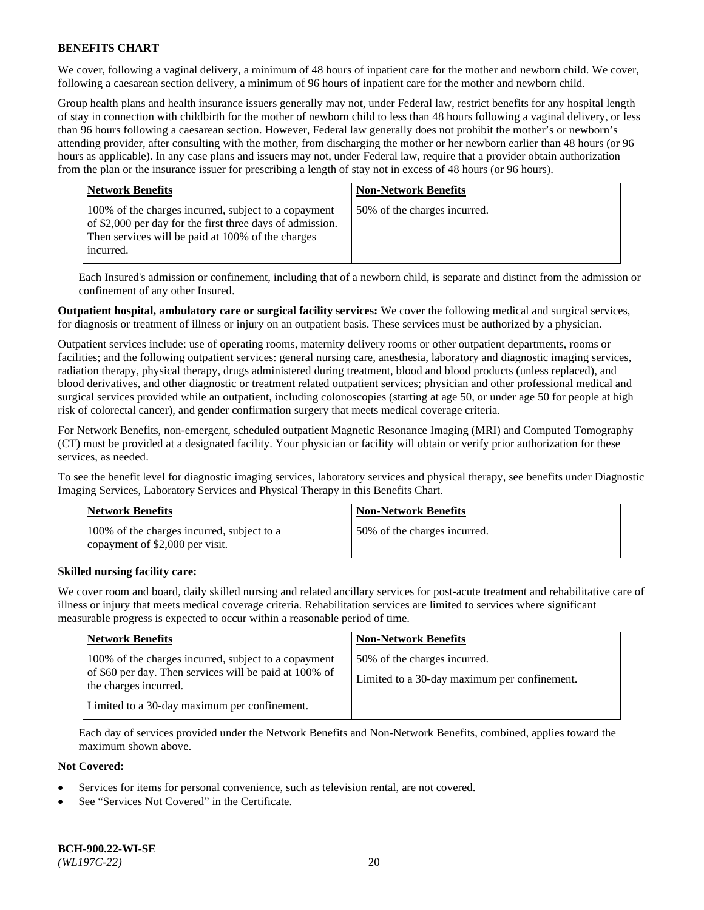We cover, following a vaginal delivery, a minimum of 48 hours of inpatient care for the mother and newborn child. We cover, following a caesarean section delivery, a minimum of 96 hours of inpatient care for the mother and newborn child.

Group health plans and health insurance issuers generally may not, under Federal law, restrict benefits for any hospital length of stay in connection with childbirth for the mother of newborn child to less than 48 hours following a vaginal delivery, or less than 96 hours following a caesarean section. However, Federal law generally does not prohibit the mother's or newborn's attending provider, after consulting with the mother, from discharging the mother or her newborn earlier than 48 hours (or 96 hours as applicable). In any case plans and issuers may not, under Federal law, require that a provider obtain authorization from the plan or the insurance issuer for prescribing a length of stay not in excess of 48 hours (or 96 hours).

| Network Benefits | Non-Network Benefits |
|---|---|
| 100% of the charges incurred, subject to a copayment of $2,000 per day for the first three days of admission. Then services will be paid at 100% of the charges incurred. | 50% of the charges incurred. |

Each Insured's admission or confinement, including that of a newborn child, is separate and distinct from the admission or confinement of any other Insured.

**Outpatient hospital, ambulatory care or surgical facility services:** We cover the following medical and surgical services, for diagnosis or treatment of illness or injury on an outpatient basis. These services must be authorized by a physician.

Outpatient services include: use of operating rooms, maternity delivery rooms or other outpatient departments, rooms or facilities; and the following outpatient services: general nursing care, anesthesia, laboratory and diagnostic imaging services, radiation therapy, physical therapy, drugs administered during treatment, blood and blood products (unless replaced), and blood derivatives, and other diagnostic or treatment related outpatient services; physician and other professional medical and surgical services provided while an outpatient, including colonoscopies (starting at age 50, or under age 50 for people at high risk of colorectal cancer), and gender confirmation surgery that meets medical coverage criteria.

For Network Benefits, non-emergent, scheduled outpatient Magnetic Resonance Imaging (MRI) and Computed Tomography (CT) must be provided at a designated facility. Your physician or facility will obtain or verify prior authorization for these services, as needed.

To see the benefit level for diagnostic imaging services, laboratory services and physical therapy, see benefits under Diagnostic Imaging Services, Laboratory Services and Physical Therapy in this Benefits Chart.

| Network Benefits | Non-Network Benefits |
|---|---|
| 100% of the charges incurred, subject to a copayment of $2,000 per visit. | 50% of the charges incurred. |

**Skilled nursing facility care:**

We cover room and board, daily skilled nursing and related ancillary services for post-acute treatment and rehabilitative care of illness or injury that meets medical coverage criteria. Rehabilitation services are limited to services where significant measurable progress is expected to occur within a reasonable period of time.

| Network Benefits | Non-Network Benefits |
|---|---|
| 100% of the charges incurred, subject to a copayment of $60 per day. Then services will be paid at 100% of the charges incurred.<br><br>Limited to a 30-day maximum per confinement. | 50% of the charges incurred.<br><br>Limited to a 30-day maximum per confinement. |

Each day of services provided under the Network Benefits and Non-Network Benefits, combined, applies toward the maximum shown above.

**Not Covered:**

- Services for items for personal convenience, such as television rental, are not covered.
- See "Services Not Covered" in the Certificate.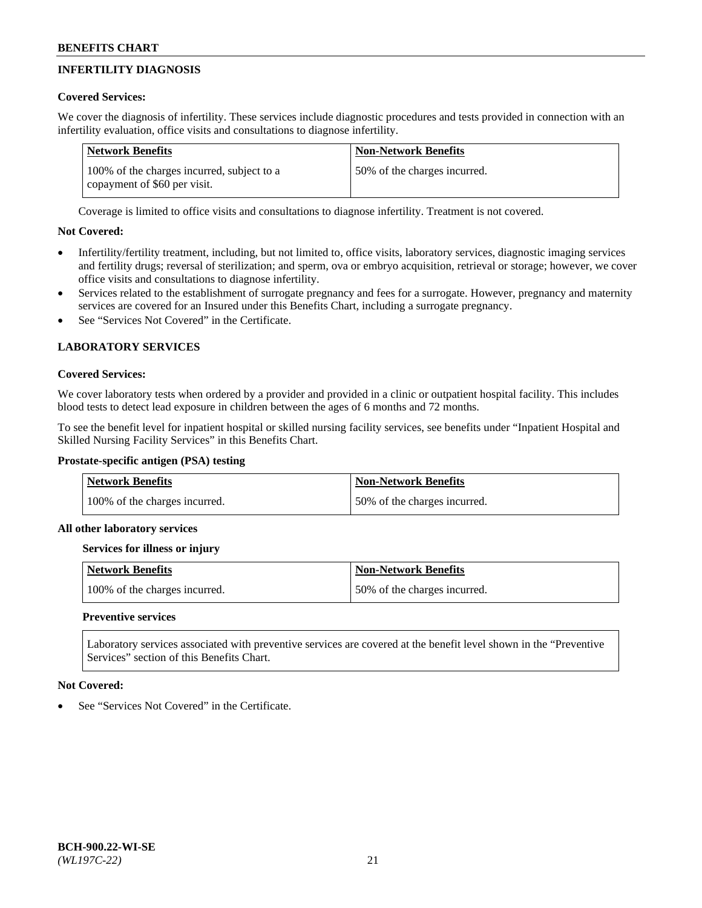## INFERTILITY DIAGNOSIS

**Covered Services:**

We cover the diagnosis of infertility. These services include diagnostic procedures and tests provided in connection with an infertility evaluation, office visits and consultations to diagnose infertility.

| Network Benefits | Non-Network Benefits |
|---|---|
| 100% of the charges incurred, subject to a copayment of $60 per visit. | 50% of the charges incurred. |

Coverage is limited to office visits and consultations to diagnose infertility. Treatment is not covered.

**Not Covered:**

- Infertility/fertility treatment, including, but not limited to, office visits, laboratory services, diagnostic imaging services and fertility drugs; reversal of sterilization; and sperm, ova or embryo acquisition, retrieval or storage; however, we cover office visits and consultations to diagnose infertility.
- Services related to the establishment of surrogate pregnancy and fees for a surrogate. However, pregnancy and maternity services are covered for an Insured under this Benefits Chart, including a surrogate pregnancy.
- See "Services Not Covered" in the Certificate.

## LABORATORY SERVICES

**Covered Services:**

We cover laboratory tests when ordered by a provider and provided in a clinic or outpatient hospital facility. This includes blood tests to detect lead exposure in children between the ages of 6 months and 72 months.

To see the benefit level for inpatient hospital or skilled nursing facility services, see benefits under "Inpatient Hospital and Skilled Nursing Facility Services" in this Benefits Chart.

**Prostate-specific antigen (PSA) testing**

| Network Benefits | Non-Network Benefits |
|---|---|
| 100% of the charges incurred. | 50% of the charges incurred. |

**All other laboratory services**

**Services for illness or injury**

| Network Benefits | Non-Network Benefits |
|---|---|
| 100% of the charges incurred. | 50% of the charges incurred. |

**Preventive services**

Laboratory services associated with preventive services are covered at the benefit level shown in the "Preventive Services" section of this Benefits Chart.

**Not Covered:**

- See "Services Not Covered" in the Certificate.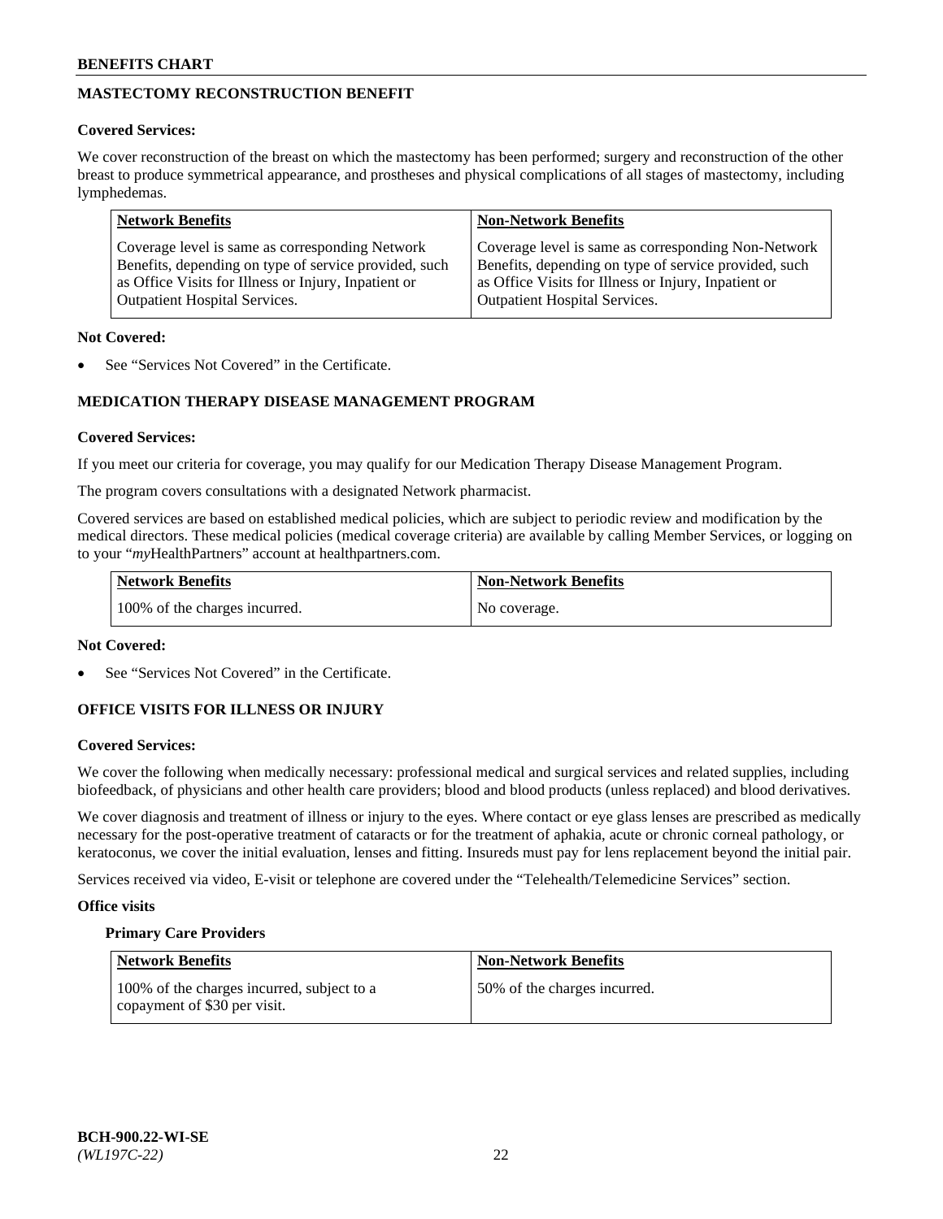## MASTECTOMY RECONSTRUCTION BENEFIT

**Covered Services:**

We cover reconstruction of the breast on which the mastectomy has been performed; surgery and reconstruction of the other breast to produce symmetrical appearance, and prostheses and physical complications of all stages of mastectomy, including lymphedemas.

| Network Benefits | Non-Network Benefits |
|---|---|
| Coverage level is same as corresponding Network Benefits, depending on type of service provided, such as Office Visits for Illness or Injury, Inpatient or Outpatient Hospital Services. | Coverage level is same as corresponding Non-Network Benefits, depending on type of service provided, such as Office Visits for Illness or Injury, Inpatient or Outpatient Hospital Services. |

**Not Covered:**

- See "Services Not Covered" in the Certificate.

## MEDICATION THERAPY DISEASE MANAGEMENT PROGRAM

**Covered Services:**

If you meet our criteria for coverage, you may qualify for our Medication Therapy Disease Management Program.

The program covers consultations with a designated Network pharmacist.

Covered services are based on established medical policies, which are subject to periodic review and modification by the medical directors. These medical policies (medical coverage criteria) are available by calling Member Services, or logging on to your "*my*HealthPartners" account at healthpartners.com.

| Network Benefits | Non-Network Benefits |
|---|---|
| 100% of the charges incurred. | No coverage. |

**Not Covered:**

- See "Services Not Covered" in the Certificate.

## OFFICE VISITS FOR ILLNESS OR INJURY

**Covered Services:**

We cover the following when medically necessary: professional medical and surgical services and related supplies, including biofeedback, of physicians and other health care providers; blood and blood products (unless replaced) and blood derivatives.

We cover diagnosis and treatment of illness or injury to the eyes. Where contact or eye glass lenses are prescribed as medically necessary for the post-operative treatment of cataracts or for the treatment of aphakia, acute or chronic corneal pathology, or keratoconus, we cover the initial evaluation, lenses and fitting. Insureds must pay for lens replacement beyond the initial pair.

Services received via video, E-visit or telephone are covered under the "Telehealth/Telemedicine Services" section.

**Office visits**

**Primary Care Providers**

| Network Benefits | Non-Network Benefits |
|---|---|
| 100% of the charges incurred, subject to a copayment of $30 per visit. | 50% of the charges incurred. |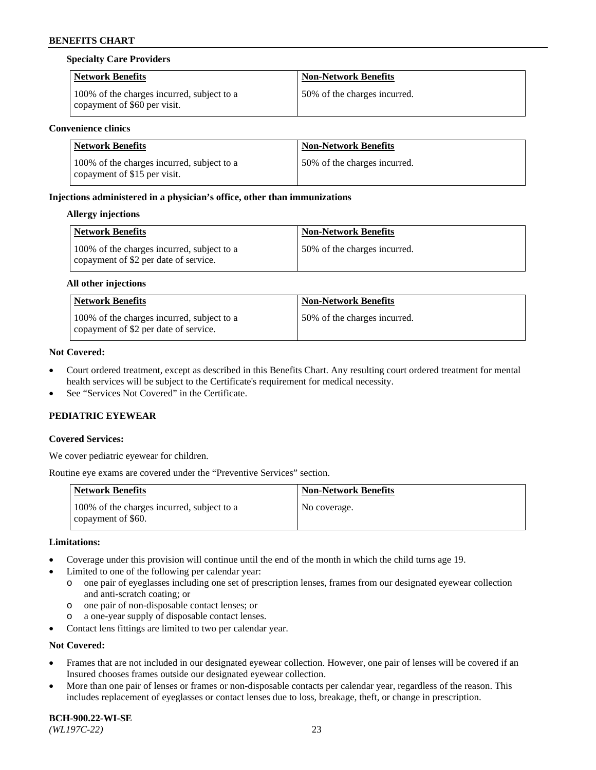**Specialty Care Providers**

| Network Benefits | Non-Network Benefits |
|---|---|
| 100% of the charges incurred, subject to a copayment of $60 per visit. | 50% of the charges incurred. |

**Convenience clinics**

| Network Benefits | Non-Network Benefits |
|---|---|
| 100% of the charges incurred, subject to a copayment of $15 per visit. | 50% of the charges incurred. |

**Injections administered in a physician's office, other than immunizations**

**Allergy injections**

| Network Benefits | Non-Network Benefits |
|---|---|
| 100% of the charges incurred, subject to a copayment of $2 per date of service. | 50% of the charges incurred. |

**All other injections**

| Network Benefits | Non-Network Benefits |
|---|---|
| 100% of the charges incurred, subject to a copayment of $2 per date of service. | 50% of the charges incurred. |

**Not Covered:**

- Court ordered treatment, except as described in this Benefits Chart. Any resulting court ordered treatment for mental health services will be subject to the Certificate's requirement for medical necessity.
- See "Services Not Covered" in the Certificate.

## PEDIATRIC EYEWEAR

**Covered Services:**

We cover pediatric eyewear for children.

Routine eye exams are covered under the "Preventive Services" section.

| Network Benefits | Non-Network Benefits |
|---|---|
| 100% of the charges incurred, subject to a copayment of $60. | No coverage. |

**Limitations:**

- Coverage under this provision will continue until the end of the month in which the child turns age 19.
- Limited to one of the following per calendar year:
  - one pair of eyeglasses including one set of prescription lenses, frames from our designated eyewear collection and anti-scratch coating; or
  - one pair of non-disposable contact lenses; or
  - a one-year supply of disposable contact lenses.
- Contact lens fittings are limited to two per calendar year.

**Not Covered:**

- Frames that are not included in our designated eyewear collection. However, one pair of lenses will be covered if an Insured chooses frames outside our designated eyewear collection.
- More than one pair of lenses or frames or non-disposable contacts per calendar year, regardless of the reason. This includes replacement of eyeglasses or contact lenses due to loss, breakage, theft, or change in prescription.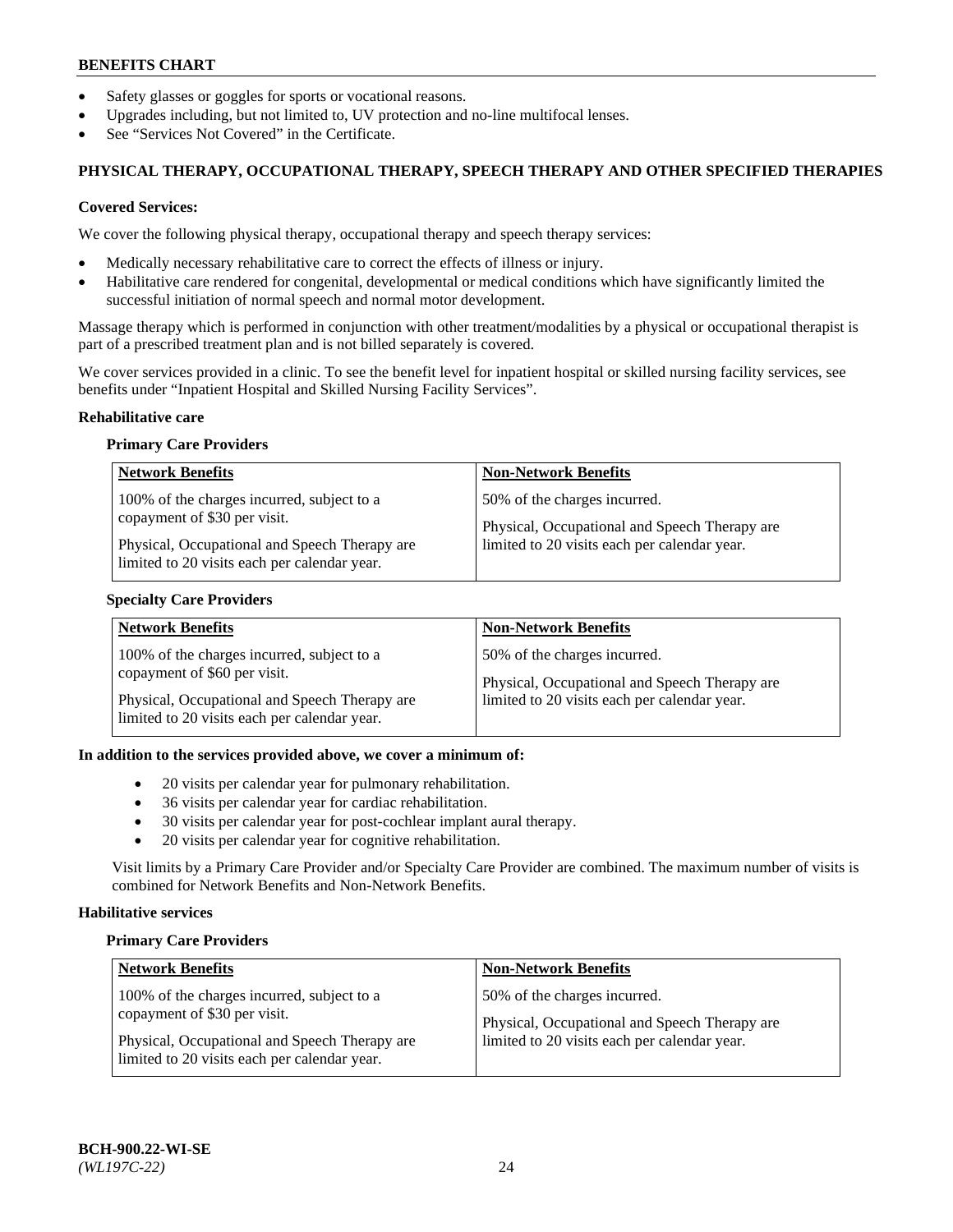- Safety glasses or goggles for sports or vocational reasons.
- Upgrades including, but not limited to, UV protection and no-line multifocal lenses.
- See "Services Not Covered" in the Certificate.

## PHYSICAL THERAPY, OCCUPATIONAL THERAPY, SPEECH THERAPY AND OTHER SPECIFIED THERAPIES

**Covered Services:**

We cover the following physical therapy, occupational therapy and speech therapy services:

- Medically necessary rehabilitative care to correct the effects of illness or injury.
- Habilitative care rendered for congenital, developmental or medical conditions which have significantly limited the successful initiation of normal speech and normal motor development.

Massage therapy which is performed in conjunction with other treatment/modalities by a physical or occupational therapist is part of a prescribed treatment plan and is not billed separately is covered.

We cover services provided in a clinic. To see the benefit level for inpatient hospital or skilled nursing facility services, see benefits under "Inpatient Hospital and Skilled Nursing Facility Services".

**Rehabilitative care**

**Primary Care Providers**

| Network Benefits | Non-Network Benefits |
|---|---|
| 100% of the charges incurred, subject to a copayment of $30 per visit.<br><br>Physical, Occupational and Speech Therapy are limited to 20 visits each per calendar year. | 50% of the charges incurred.<br><br>Physical, Occupational and Speech Therapy are limited to 20 visits each per calendar year. |

**Specialty Care Providers**

| Network Benefits | Non-Network Benefits |
|---|---|
| 100% of the charges incurred, subject to a copayment of $60 per visit.<br><br>Physical, Occupational and Speech Therapy are limited to 20 visits each per calendar year. | 50% of the charges incurred.<br><br>Physical, Occupational and Speech Therapy are limited to 20 visits each per calendar year. |

**In addition to the services provided above, we cover a minimum of:**

- 20 visits per calendar year for pulmonary rehabilitation.
- 36 visits per calendar year for cardiac rehabilitation.
- 30 visits per calendar year for post-cochlear implant aural therapy.
- 20 visits per calendar year for cognitive rehabilitation.

Visit limits by a Primary Care Provider and/or Specialty Care Provider are combined. The maximum number of visits is combined for Network Benefits and Non-Network Benefits.

**Habilitative services**

**Primary Care Providers**

| Network Benefits | Non-Network Benefits |
|---|---|
| 100% of the charges incurred, subject to a copayment of $30 per visit.<br><br>Physical, Occupational and Speech Therapy are limited to 20 visits each per calendar year. | 50% of the charges incurred.<br><br>Physical, Occupational and Speech Therapy are limited to 20 visits each per calendar year. |

BCH-900.22-WI-SE
*(WL197C-22)*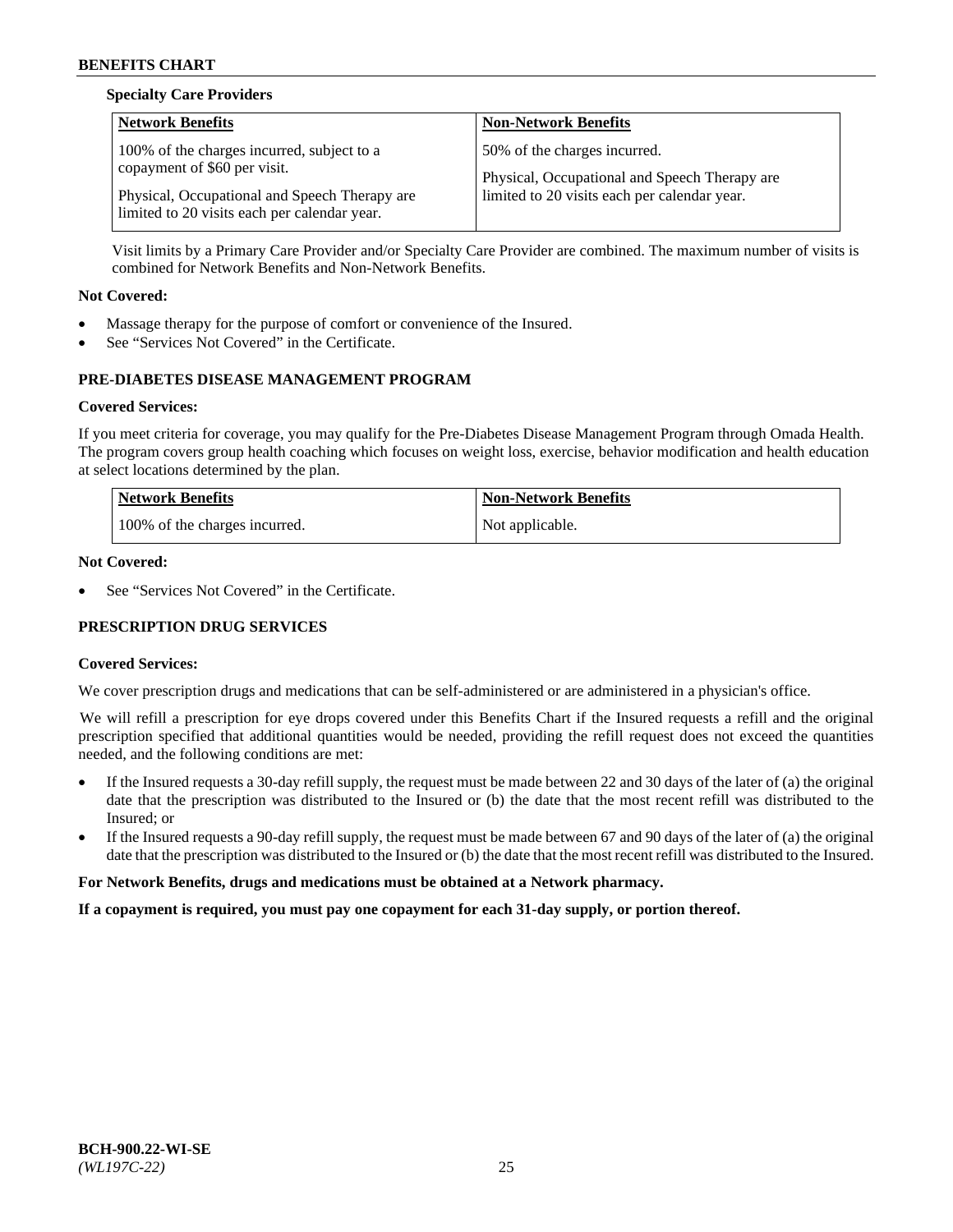**Specialty Care Providers**

| Network Benefits | Non-Network Benefits |
|---|---|
| 100% of the charges incurred, subject to a copayment of $60 per visit.<br><br>Physical, Occupational and Speech Therapy are limited to 20 visits each per calendar year. | 50% of the charges incurred.<br><br>Physical, Occupational and Speech Therapy are limited to 20 visits each per calendar year. |

Visit limits by a Primary Care Provider and/or Specialty Care Provider are combined. The maximum number of visits is combined for Network Benefits and Non-Network Benefits.

**Not Covered:**

- Massage therapy for the purpose of comfort or convenience of the Insured.
- See "Services Not Covered" in the Certificate.

### PRE-DIABETES DISEASE MANAGEMENT PROGRAM

**Covered Services:**

If you meet criteria for coverage, you may qualify for the Pre-Diabetes Disease Management Program through Omada Health. The program covers group health coaching which focuses on weight loss, exercise, behavior modification and health education at select locations determined by the plan.

| Network Benefits | Non-Network Benefits |
|---|---|
| 100% of the charges incurred. | Not applicable. |

**Not Covered:**

- See "Services Not Covered" in the Certificate.

### PRESCRIPTION DRUG SERVICES

**Covered Services:**

We cover prescription drugs and medications that can be self-administered or are administered in a physician's office.

We will refill a prescription for eye drops covered under this Benefits Chart if the Insured requests a refill and the original prescription specified that additional quantities would be needed, providing the refill request does not exceed the quantities needed, and the following conditions are met:

- If the Insured requests a 30-day refill supply, the request must be made between 22 and 30 days of the later of (a) the original date that the prescription was distributed to the Insured or (b) the date that the most recent refill was distributed to the Insured; or
- If the Insured requests a 90-day refill supply, the request must be made between 67 and 90 days of the later of (a) the original date that the prescription was distributed to the Insured or (b) the date that the most recent refill was distributed to the Insured.

**For Network Benefits, drugs and medications must be obtained at a Network pharmacy.**

**If a copayment is required, you must pay one copayment for each 31-day supply, or portion thereof.**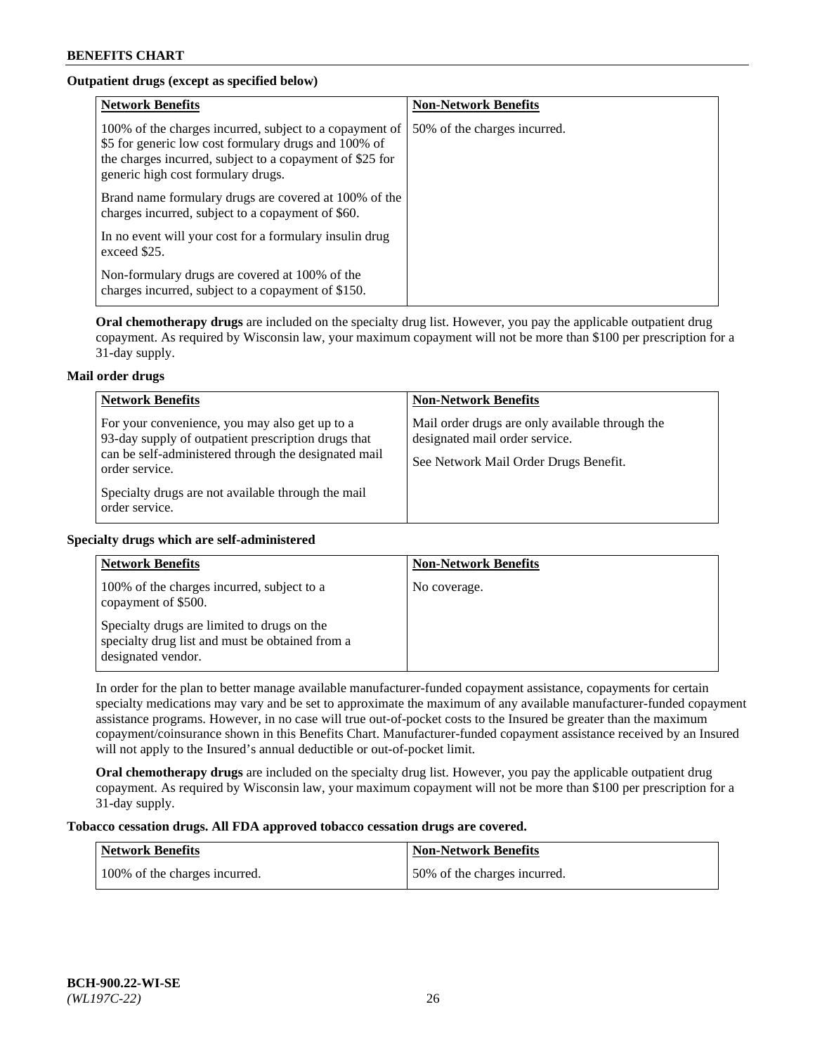**Outpatient drugs (except as specified below)**

| Network Benefits | Non-Network Benefits |
| --- | --- |
| 100% of the charges incurred, subject to a copayment of $5 for generic low cost formulary drugs and 100% of the charges incurred, subject to a copayment of $25 for generic high cost formulary drugs.<br><br>Brand name formulary drugs are covered at 100% of the charges incurred, subject to a copayment of $60.<br><br>In no event will your cost for a formulary insulin drug exceed $25.<br><br>Non-formulary drugs are covered at 100% of the charges incurred, subject to a copayment of $150. | 50% of the charges incurred. |

**Oral chemotherapy drugs** are included on the specialty drug list. However, you pay the applicable outpatient drug copayment. As required by Wisconsin law, your maximum copayment will not be more than $100 per prescription for a 31-day supply.

**Mail order drugs**

| Network Benefits | Non-Network Benefits |
| --- | --- |
| For your convenience, you may also get up to a 93-day supply of outpatient prescription drugs that can be self-administered through the designated mail order service.<br><br>Specialty drugs are not available through the mail order service. | Mail order drugs are only available through the designated mail order service.<br><br>See Network Mail Order Drugs Benefit. |

**Specialty drugs which are self-administered**

| Network Benefits | Non-Network Benefits |
| --- | --- |
| 100% of the charges incurred, subject to a copayment of $500.<br><br>Specialty drugs are limited to drugs on the specialty drug list and must be obtained from a designated vendor. | No coverage. |

In order for the plan to better manage available manufacturer-funded copayment assistance, copayments for certain specialty medications may vary and be set to approximate the maximum of any available manufacturer-funded copayment assistance programs. However, in no case will true out-of-pocket costs to the Insured be greater than the maximum copayment/coinsurance shown in this Benefits Chart. Manufacturer-funded copayment assistance received by an Insured will not apply to the Insured's annual deductible or out-of-pocket limit.

**Oral chemotherapy drugs** are included on the specialty drug list. However, you pay the applicable outpatient drug copayment. As required by Wisconsin law, your maximum copayment will not be more than $100 per prescription for a 31-day supply.

**Tobacco cessation drugs. All FDA approved tobacco cessation drugs are covered.**

| Network Benefits | Non-Network Benefits |
| --- | --- |
| 100% of the charges incurred. | 50% of the charges incurred. |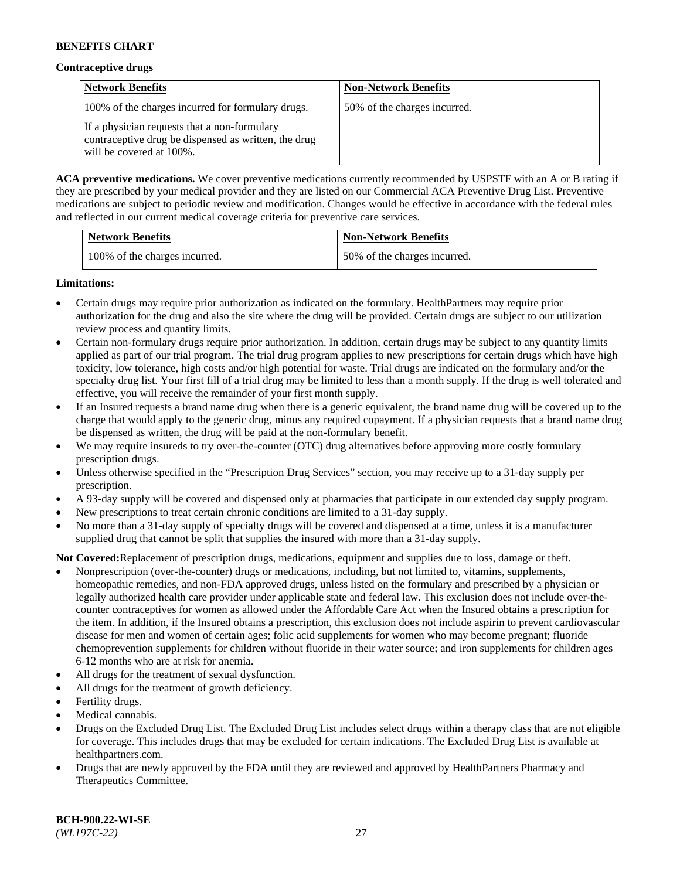**Contraceptive drugs**

| Network Benefits | Non-Network Benefits |
|---|---|
| 100% of the charges incurred for formulary drugs.<br><br>If a physician requests that a non-formulary contraceptive drug be dispensed as written, the drug will be covered at 100%. | 50% of the charges incurred. |

**ACA preventive medications.** We cover preventive medications currently recommended by USPSTF with an A or B rating if they are prescribed by your medical provider and they are listed on our Commercial ACA Preventive Drug List. Preventive medications are subject to periodic review and modification. Changes would be effective in accordance with the federal rules and reflected in our current medical coverage criteria for preventive care services.

| Network Benefits | Non-Network Benefits |
|---|---|
| 100% of the charges incurred. | 50% of the charges incurred. |

**Limitations:**

- Certain drugs may require prior authorization as indicated on the formulary. HealthPartners may require prior authorization for the drug and also the site where the drug will be provided. Certain drugs are subject to our utilization review process and quantity limits.
- Certain non-formulary drugs require prior authorization. In addition, certain drugs may be subject to any quantity limits applied as part of our trial program. The trial drug program applies to new prescriptions for certain drugs which have high toxicity, low tolerance, high costs and/or high potential for waste. Trial drugs are indicated on the formulary and/or the specialty drug list. Your first fill of a trial drug may be limited to less than a month supply. If the drug is well tolerated and effective, you will receive the remainder of your first month supply.
- If an Insured requests a brand name drug when there is a generic equivalent, the brand name drug will be covered up to the charge that would apply to the generic drug, minus any required copayment. If a physician requests that a brand name drug be dispensed as written, the drug will be paid at the non-formulary benefit.
- We may require insureds to try over-the-counter (OTC) drug alternatives before approving more costly formulary prescription drugs.
- Unless otherwise specified in the "Prescription Drug Services" section, you may receive up to a 31-day supply per prescription.
- A 93-day supply will be covered and dispensed only at pharmacies that participate in our extended day supply program.
- New prescriptions to treat certain chronic conditions are limited to a 31-day supply.
- No more than a 31-day supply of specialty drugs will be covered and dispensed at a time, unless it is a manufacturer supplied drug that cannot be split that supplies the insured with more than a 31-day supply.

**Not Covered:** Replacement of prescription drugs, medications, equipment and supplies due to loss, damage or theft.

- Nonprescription (over-the-counter) drugs or medications, including, but not limited to, vitamins, supplements, homeopathic remedies, and non-FDA approved drugs, unless listed on the formulary and prescribed by a physician or legally authorized health care provider under applicable state and federal law. This exclusion does not include over-the-counter contraceptives for women as allowed under the Affordable Care Act when the Insured obtains a prescription for the item. In addition, if the Insured obtains a prescription, this exclusion does not include aspirin to prevent cardiovascular disease for men and women of certain ages; folic acid supplements for women who may become pregnant; fluoride chemoprevention supplements for children without fluoride in their water source; and iron supplements for children ages 6-12 months who are at risk for anemia.
- All drugs for the treatment of sexual dysfunction.
- All drugs for the treatment of growth deficiency.
- Fertility drugs.
- Medical cannabis.
- Drugs on the Excluded Drug List. The Excluded Drug List includes select drugs within a therapy class that are not eligible for coverage. This includes drugs that may be excluded for certain indications. The Excluded Drug List is available at healthpartners.com.
- Drugs that are newly approved by the FDA until they are reviewed and approved by HealthPartners Pharmacy and Therapeutics Committee.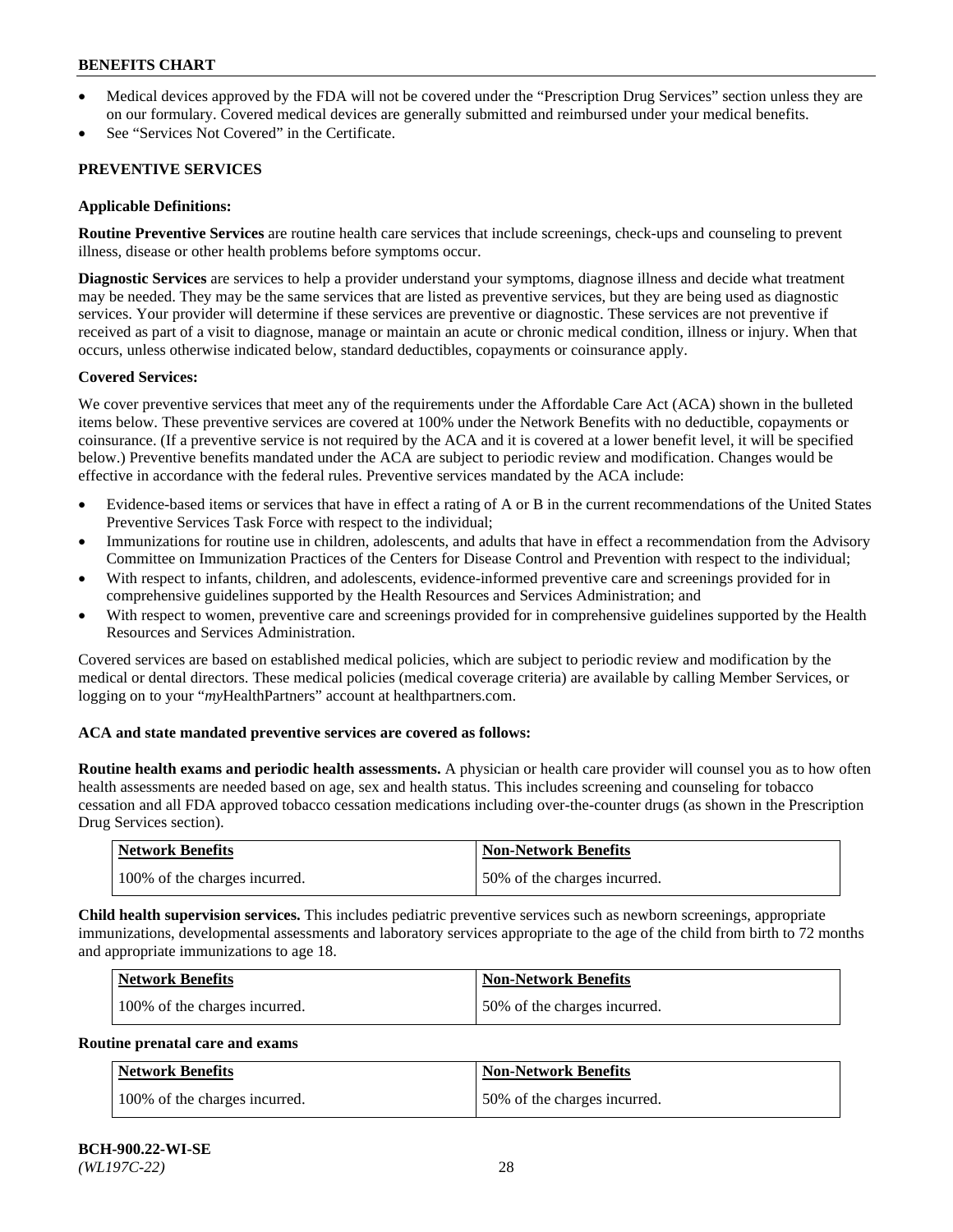- Medical devices approved by the FDA will not be covered under the "Prescription Drug Services" section unless they are on our formulary. Covered medical devices are generally submitted and reimbursed under your medical benefits.
- See "Services Not Covered" in the Certificate.

## PREVENTIVE SERVICES

**Applicable Definitions:**

**Routine Preventive Services** are routine health care services that include screenings, check-ups and counseling to prevent illness, disease or other health problems before symptoms occur.

**Diagnostic Services** are services to help a provider understand your symptoms, diagnose illness and decide what treatment may be needed. They may be the same services that are listed as preventive services, but they are being used as diagnostic services. Your provider will determine if these services are preventive or diagnostic. These services are not preventive if received as part of a visit to diagnose, manage or maintain an acute or chronic medical condition, illness or injury. When that occurs, unless otherwise indicated below, standard deductibles, copayments or coinsurance apply.

**Covered Services:**

We cover preventive services that meet any of the requirements under the Affordable Care Act (ACA) shown in the bulleted items below. These preventive services are covered at 100% under the Network Benefits with no deductible, copayments or coinsurance. (If a preventive service is not required by the ACA and it is covered at a lower benefit level, it will be specified below.) Preventive benefits mandated under the ACA are subject to periodic review and modification. Changes would be effective in accordance with the federal rules. Preventive services mandated by the ACA include:

- Evidence-based items or services that have in effect a rating of A or B in the current recommendations of the United States Preventive Services Task Force with respect to the individual;
- Immunizations for routine use in children, adolescents, and adults that have in effect a recommendation from the Advisory Committee on Immunization Practices of the Centers for Disease Control and Prevention with respect to the individual;
- With respect to infants, children, and adolescents, evidence-informed preventive care and screenings provided for in comprehensive guidelines supported by the Health Resources and Services Administration; and
- With respect to women, preventive care and screenings provided for in comprehensive guidelines supported by the Health Resources and Services Administration.

Covered services are based on established medical policies, which are subject to periodic review and modification by the medical or dental directors. These medical policies (medical coverage criteria) are available by calling Member Services, or logging on to your "*my*HealthPartners" account at healthpartners.com.

**ACA and state mandated preventive services are covered as follows:**

**Routine health exams and periodic health assessments.** A physician or health care provider will counsel you as to how often health assessments are needed based on age, sex and health status. This includes screening and counseling for tobacco cessation and all FDA approved tobacco cessation medications including over-the-counter drugs (as shown in the Prescription Drug Services section).

| Network Benefits | Non-Network Benefits |
|---|---|
| 100% of the charges incurred. | 50% of the charges incurred. |

**Child health supervision services.** This includes pediatric preventive services such as newborn screenings, appropriate immunizations, developmental assessments and laboratory services appropriate to the age of the child from birth to 72 months and appropriate immunizations to age 18.

| Network Benefits | Non-Network Benefits |
|---|---|
| 100% of the charges incurred. | 50% of the charges incurred. |

**Routine prenatal care and exams**

| Network Benefits | Non-Network Benefits |
|---|---|
| 100% of the charges incurred. | 50% of the charges incurred. |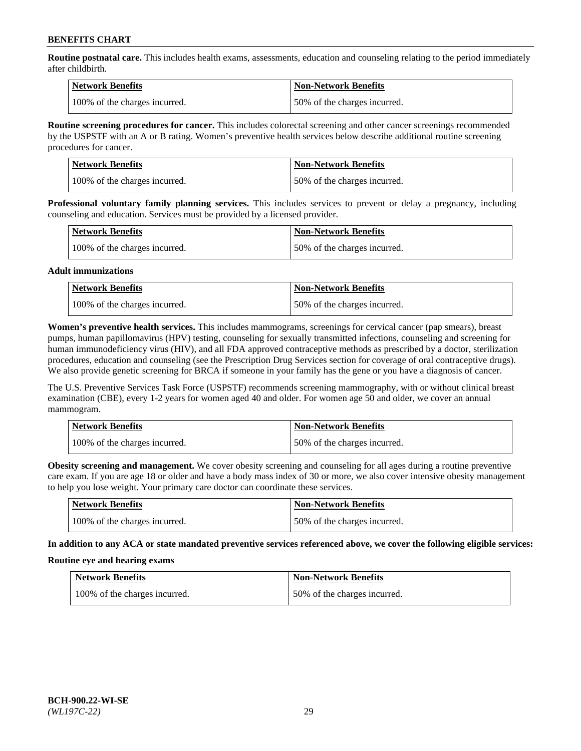**Routine postnatal care.** This includes health exams, assessments, education and counseling relating to the period immediately after childbirth.

| Network Benefits | Non-Network Benefits |
|---|---|
| 100% of the charges incurred. | 50% of the charges incurred. |

**Routine screening procedures for cancer.** This includes colorectal screening and other cancer screenings recommended by the USPSTF with an A or B rating. Women's preventive health services below describe additional routine screening procedures for cancer.

| Network Benefits | Non-Network Benefits |
|---|---|
| 100% of the charges incurred. | 50% of the charges incurred. |

**Professional voluntary family planning services.** This includes services to prevent or delay a pregnancy, including counseling and education. Services must be provided by a licensed provider.

| Network Benefits | Non-Network Benefits |
|---|---|
| 100% of the charges incurred. | 50% of the charges incurred. |

**Adult immunizations**

| Network Benefits | Non-Network Benefits |
|---|---|
| 100% of the charges incurred. | 50% of the charges incurred. |

**Women's preventive health services.** This includes mammograms, screenings for cervical cancer (pap smears), breast pumps, human papillomavirus (HPV) testing, counseling for sexually transmitted infections, counseling and screening for human immunodeficiency virus (HIV), and all FDA approved contraceptive methods as prescribed by a doctor, sterilization procedures, education and counseling (see the Prescription Drug Services section for coverage of oral contraceptive drugs). We also provide genetic screening for BRCA if someone in your family has the gene or you have a diagnosis of cancer.

The U.S. Preventive Services Task Force (USPSTF) recommends screening mammography, with or without clinical breast examination (CBE), every 1-2 years for women aged 40 and older. For women age 50 and older, we cover an annual mammogram.

| Network Benefits | Non-Network Benefits |
|---|---|
| 100% of the charges incurred. | 50% of the charges incurred. |

**Obesity screening and management.** We cover obesity screening and counseling for all ages during a routine preventive care exam. If you are age 18 or older and have a body mass index of 30 or more, we also cover intensive obesity management to help you lose weight. Your primary care doctor can coordinate these services.

| Network Benefits | Non-Network Benefits |
|---|---|
| 100% of the charges incurred. | 50% of the charges incurred. |

**In addition to any ACA or state mandated preventive services referenced above, we cover the following eligible services:**

**Routine eye and hearing exams**

| Network Benefits | Non-Network Benefits |
|---|---|
| 100% of the charges incurred. | 50% of the charges incurred. |

**BCH-900.22-WI-SE**
*(WL197C-22)*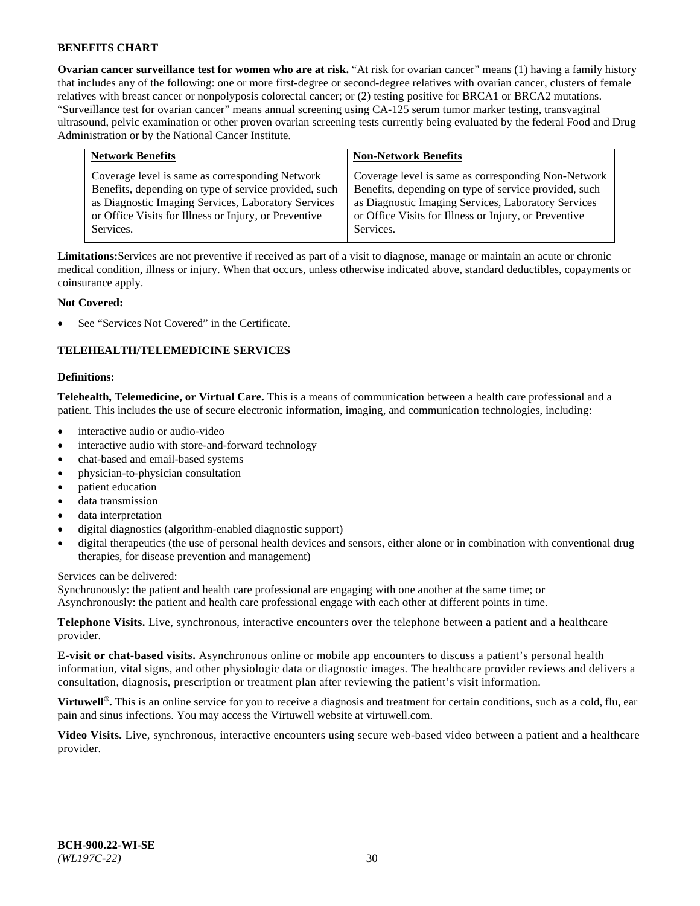**Ovarian cancer surveillance test for women who are at risk.** "At risk for ovarian cancer" means (1) having a family history that includes any of the following: one or more first-degree or second-degree relatives with ovarian cancer, clusters of female relatives with breast cancer or nonpolyposis colorectal cancer; or (2) testing positive for BRCA1 or BRCA2 mutations. "Surveillance test for ovarian cancer" means annual screening using CA-125 serum tumor marker testing, transvaginal ultrasound, pelvic examination or other proven ovarian screening tests currently being evaluated by the federal Food and Drug Administration or by the National Cancer Institute.

| Network Benefits | Non-Network Benefits |
|---|---|
| Coverage level is same as corresponding Network Benefits, depending on type of service provided, such as Diagnostic Imaging Services, Laboratory Services or Office Visits for Illness or Injury, or Preventive Services. | Coverage level is same as corresponding Non-Network Benefits, depending on type of service provided, such as Diagnostic Imaging Services, Laboratory Services or Office Visits for Illness or Injury, or Preventive Services. |

**Limitations:**Services are not preventive if received as part of a visit to diagnose, manage or maintain an acute or chronic medical condition, illness or injury. When that occurs, unless otherwise indicated above, standard deductibles, copayments or coinsurance apply.

**Not Covered:**

- See "Services Not Covered" in the Certificate.

## TELEHEALTH/TELEMEDICINE SERVICES

**Definitions:**

**Telehealth, Telemedicine, or Virtual Care.** This is a means of communication between a health care professional and a patient. This includes the use of secure electronic information, imaging, and communication technologies, including:

- interactive audio or audio-video
- interactive audio with store-and-forward technology
- chat-based and email-based systems
- physician-to-physician consultation
- patient education
- data transmission
- data interpretation
- digital diagnostics (algorithm-enabled diagnostic support)
- digital therapeutics (the use of personal health devices and sensors, either alone or in combination with conventional drug therapies, for disease prevention and management)

Services can be delivered:
Synchronously: the patient and health care professional are engaging with one another at the same time; or
Asynchronously: the patient and health care professional engage with each other at different points in time.

**Telephone Visits.** Live, synchronous, interactive encounters over the telephone between a patient and a healthcare provider.

**E-visit or chat-based visits.** Asynchronous online or mobile app encounters to discuss a patient's personal health information, vital signs, and other physiologic data or diagnostic images. The healthcare provider reviews and delivers a consultation, diagnosis, prescription or treatment plan after reviewing the patient's visit information.

**Virtuwell®.** This is an online service for you to receive a diagnosis and treatment for certain conditions, such as a cold, flu, ear pain and sinus infections. You may access the Virtuwell website at virtuwell.com.

**Video Visits.** Live, synchronous, interactive encounters using secure web-based video between a patient and a healthcare provider.

**BCH-900.22-WI-SE**
*(WL197C-22)*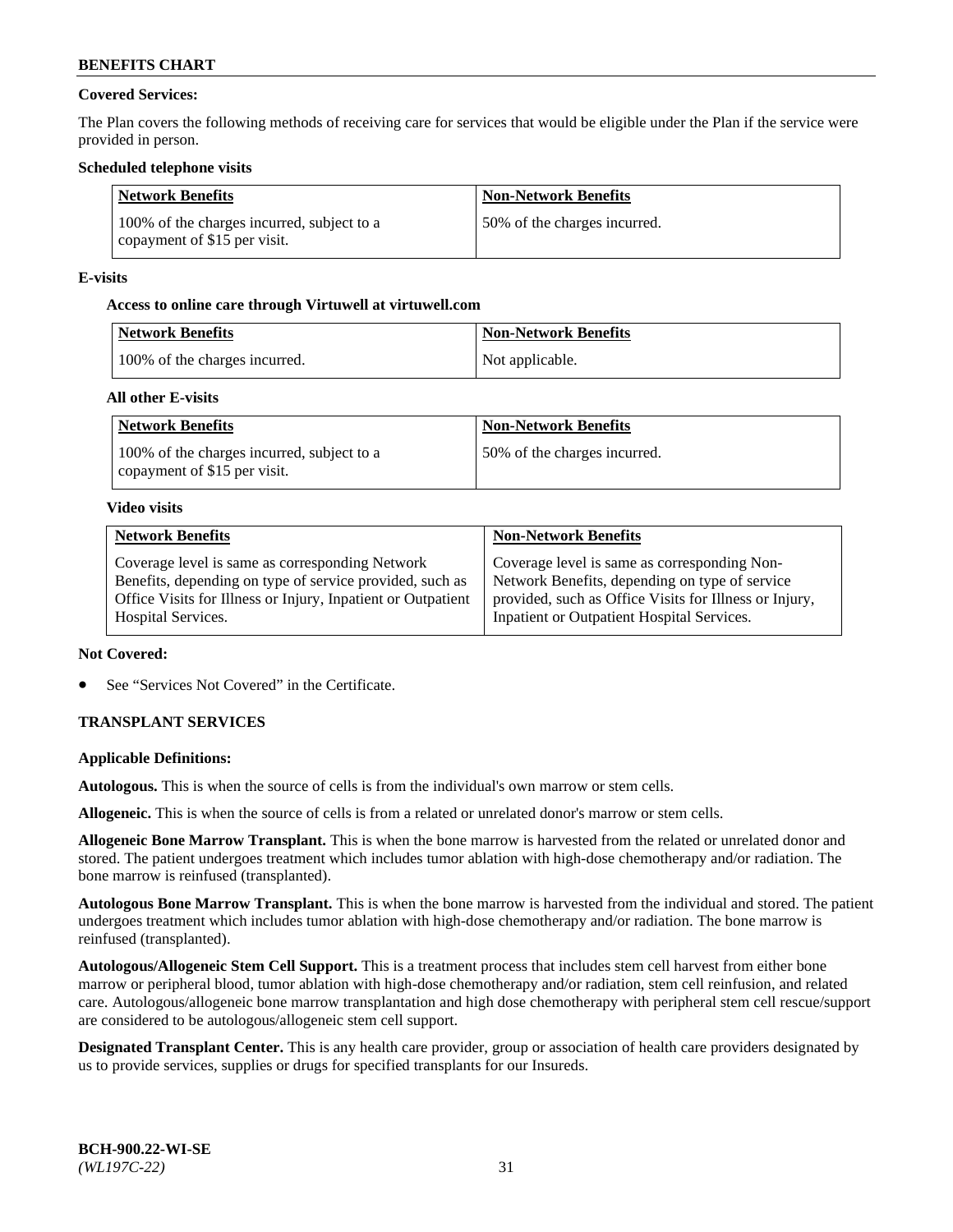**Covered Services:**

The Plan covers the following methods of receiving care for services that would be eligible under the Plan if the service were provided in person.

**Scheduled telephone visits**

| Network Benefits | Non-Network Benefits |
|---|---|
| 100% of the charges incurred, subject to a copayment of $15 per visit. | 50% of the charges incurred. |

**E-visits**

**Access to online care through Virtuwell at virtuwell.com**

| Network Benefits | Non-Network Benefits |
|---|---|
| 100% of the charges incurred. | Not applicable. |

**All other E-visits**

| Network Benefits | Non-Network Benefits |
|---|---|
| 100% of the charges incurred, subject to a copayment of $15 per visit. | 50% of the charges incurred. |

**Video visits**

| Network Benefits | Non-Network Benefits |
|---|---|
| Coverage level is same as corresponding Network Benefits, depending on type of service provided, such as Office Visits for Illness or Injury, Inpatient or Outpatient Hospital Services. | Coverage level is same as corresponding Non-Network Benefits, depending on type of service provided, such as Office Visits for Illness or Injury, Inpatient or Outpatient Hospital Services. |

**Not Covered:**

- See "Services Not Covered" in the Certificate.

**TRANSPLANT SERVICES**

**Applicable Definitions:**

**Autologous.** This is when the source of cells is from the individual's own marrow or stem cells.

**Allogeneic.** This is when the source of cells is from a related or unrelated donor's marrow or stem cells.

**Allogeneic Bone Marrow Transplant.** This is when the bone marrow is harvested from the related or unrelated donor and stored. The patient undergoes treatment which includes tumor ablation with high-dose chemotherapy and/or radiation. The bone marrow is reinfused (transplanted).

**Autologous Bone Marrow Transplant.** This is when the bone marrow is harvested from the individual and stored. The patient undergoes treatment which includes tumor ablation with high-dose chemotherapy and/or radiation. The bone marrow is reinfused (transplanted).

**Autologous/Allogeneic Stem Cell Support.** This is a treatment process that includes stem cell harvest from either bone marrow or peripheral blood, tumor ablation with high-dose chemotherapy and/or radiation, stem cell reinfusion, and related care. Autologous/allogeneic bone marrow transplantation and high dose chemotherapy with peripheral stem cell rescue/support are considered to be autologous/allogeneic stem cell support.

**Designated Transplant Center.** This is any health care provider, group or association of health care providers designated by us to provide services, supplies or drugs for specified transplants for our Insureds.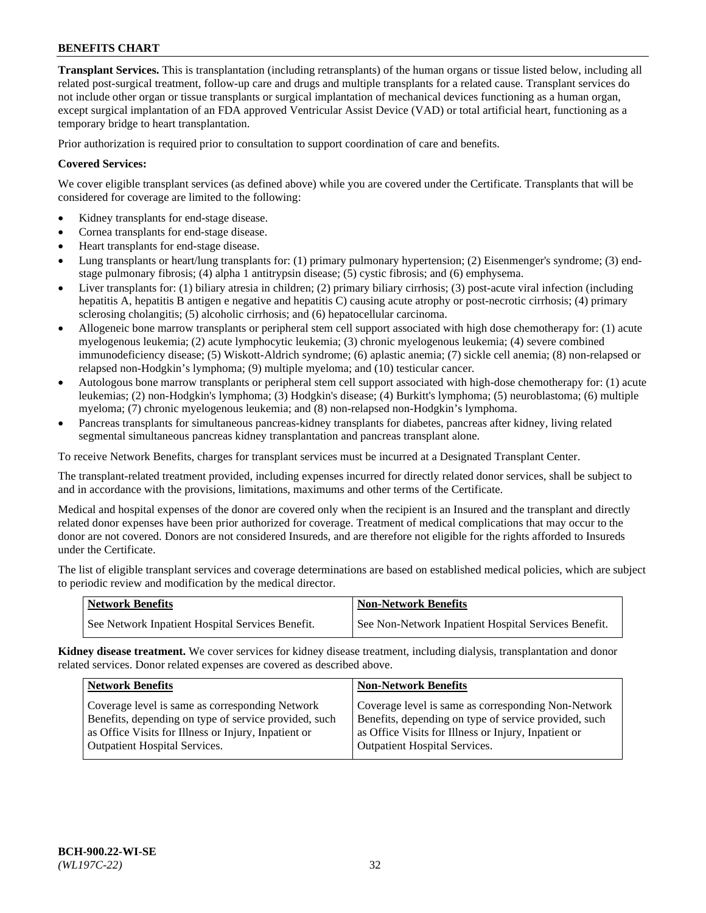**Transplant Services.** This is transplantation (including retransplants) of the human organs or tissue listed below, including all related post-surgical treatment, follow-up care and drugs and multiple transplants for a related cause. Transplant services do not include other organ or tissue transplants or surgical implantation of mechanical devices functioning as a human organ, except surgical implantation of an FDA approved Ventricular Assist Device (VAD) or total artificial heart, functioning as a temporary bridge to heart transplantation.

Prior authorization is required prior to consultation to support coordination of care and benefits.

**Covered Services:**

We cover eligible transplant services (as defined above) while you are covered under the Certificate. Transplants that will be considered for coverage are limited to the following:

- Kidney transplants for end-stage disease.
- Cornea transplants for end-stage disease.
- Heart transplants for end-stage disease.
- Lung transplants or heart/lung transplants for: (1) primary pulmonary hypertension; (2) Eisenmenger's syndrome; (3) end-stage pulmonary fibrosis; (4) alpha 1 antitrypsin disease; (5) cystic fibrosis; and (6) emphysema.
- Liver transplants for: (1) biliary atresia in children; (2) primary biliary cirrhosis; (3) post-acute viral infection (including hepatitis A, hepatitis B antigen e negative and hepatitis C) causing acute atrophy or post-necrotic cirrhosis; (4) primary sclerosing cholangitis; (5) alcoholic cirrhosis; and (6) hepatocellular carcinoma.
- Allogeneic bone marrow transplants or peripheral stem cell support associated with high dose chemotherapy for: (1) acute myelogenous leukemia; (2) acute lymphocytic leukemia; (3) chronic myelogenous leukemia; (4) severe combined immunodeficiency disease; (5) Wiskott-Aldrich syndrome; (6) aplastic anemia; (7) sickle cell anemia; (8) non-relapsed or relapsed non-Hodgkin's lymphoma; (9) multiple myeloma; and (10) testicular cancer.
- Autologous bone marrow transplants or peripheral stem cell support associated with high-dose chemotherapy for: (1) acute leukemias; (2) non-Hodgkin's lymphoma; (3) Hodgkin's disease; (4) Burkitt's lymphoma; (5) neuroblastoma; (6) multiple myeloma; (7) chronic myelogenous leukemia; and (8) non-relapsed non-Hodgkin's lymphoma.
- Pancreas transplants for simultaneous pancreas-kidney transplants for diabetes, pancreas after kidney, living related segmental simultaneous pancreas kidney transplantation and pancreas transplant alone.

To receive Network Benefits, charges for transplant services must be incurred at a Designated Transplant Center.

The transplant-related treatment provided, including expenses incurred for directly related donor services, shall be subject to and in accordance with the provisions, limitations, maximums and other terms of the Certificate.

Medical and hospital expenses of the donor are covered only when the recipient is an Insured and the transplant and directly related donor expenses have been prior authorized for coverage. Treatment of medical complications that may occur to the donor are not covered. Donors are not considered Insureds, and are therefore not eligible for the rights afforded to Insureds under the Certificate.

The list of eligible transplant services and coverage determinations are based on established medical policies, which are subject to periodic review and modification by the medical director.

| Network Benefits | Non-Network Benefits |
|---|---|
| See Network Inpatient Hospital Services Benefit. | See Non-Network Inpatient Hospital Services Benefit. |

**Kidney disease treatment.** We cover services for kidney disease treatment, including dialysis, transplantation and donor related services. Donor related expenses are covered as described above.

| Network Benefits | Non-Network Benefits |
|---|---|
| Coverage level is same as corresponding Network Benefits, depending on type of service provided, such as Office Visits for Illness or Injury, Inpatient or Outpatient Hospital Services. | Coverage level is same as corresponding Non-Network Benefits, depending on type of service provided, such as Office Visits for Illness or Injury, Inpatient or Outpatient Hospital Services. |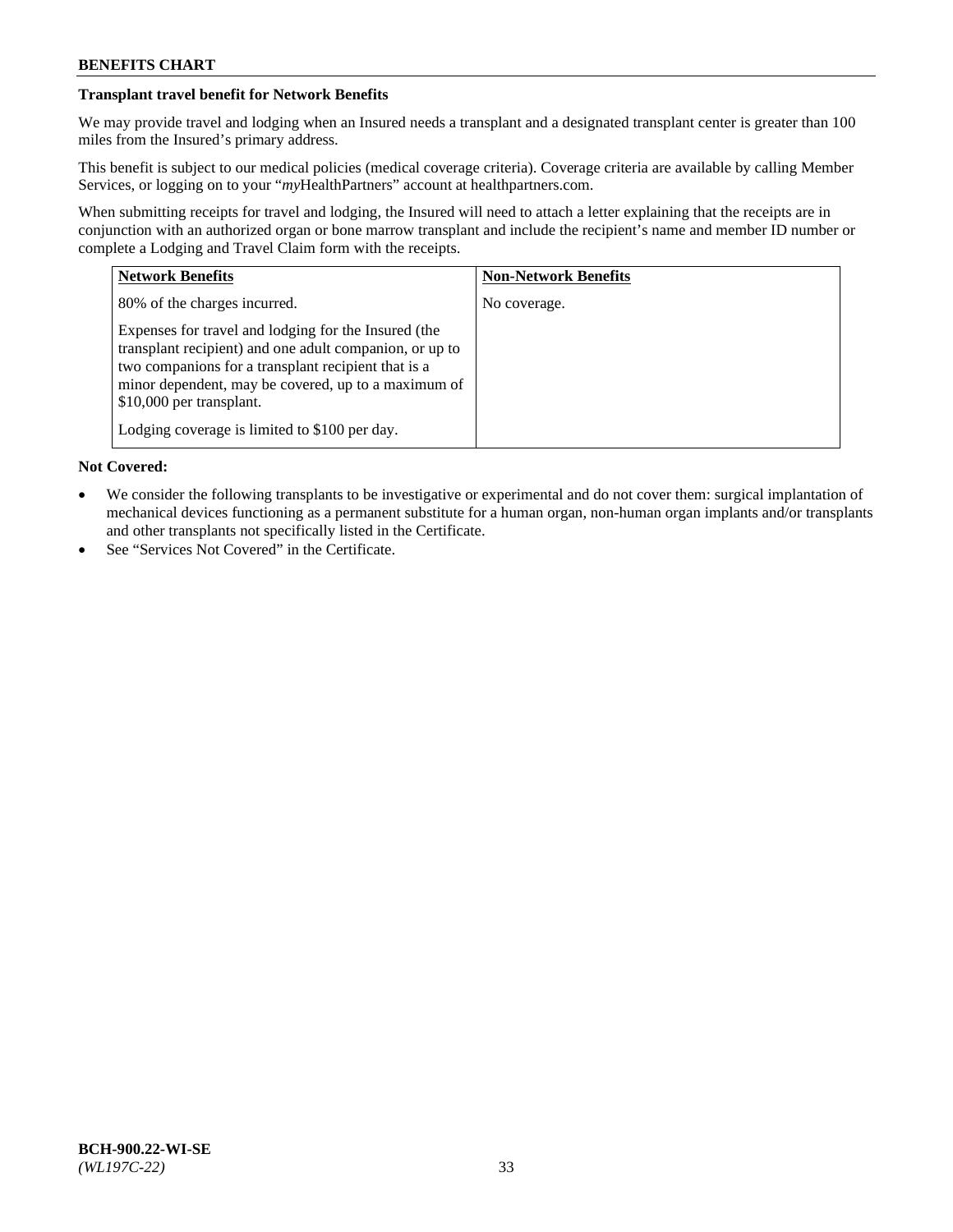### Transplant travel benefit for Network Benefits

We may provide travel and lodging when an Insured needs a transplant and a designated transplant center is greater than 100 miles from the Insured's primary address.

This benefit is subject to our medical policies (medical coverage criteria). Coverage criteria are available by calling Member Services, or logging on to your "*my*HealthPartners" account at healthpartners.com.

When submitting receipts for travel and lodging, the Insured will need to attach a letter explaining that the receipts are in conjunction with an authorized organ or bone marrow transplant and include the recipient's name and member ID number or complete a Lodging and Travel Claim form with the receipts.

| Network Benefits | Non-Network Benefits |
|---|---|
| 80% of the charges incurred.<br><br>Expenses for travel and lodging for the Insured (the transplant recipient) and one adult companion, or up to two companions for a transplant recipient that is a minor dependent, may be covered, up to a maximum of $10,000 per transplant.<br><br>Lodging coverage is limited to $100 per day. | No coverage. |

**Not Covered:**

- We consider the following transplants to be investigative or experimental and do not cover them: surgical implantation of mechanical devices functioning as a permanent substitute for a human organ, non-human organ implants and/or transplants and other transplants not specifically listed in the Certificate.
- See "Services Not Covered" in the Certificate.